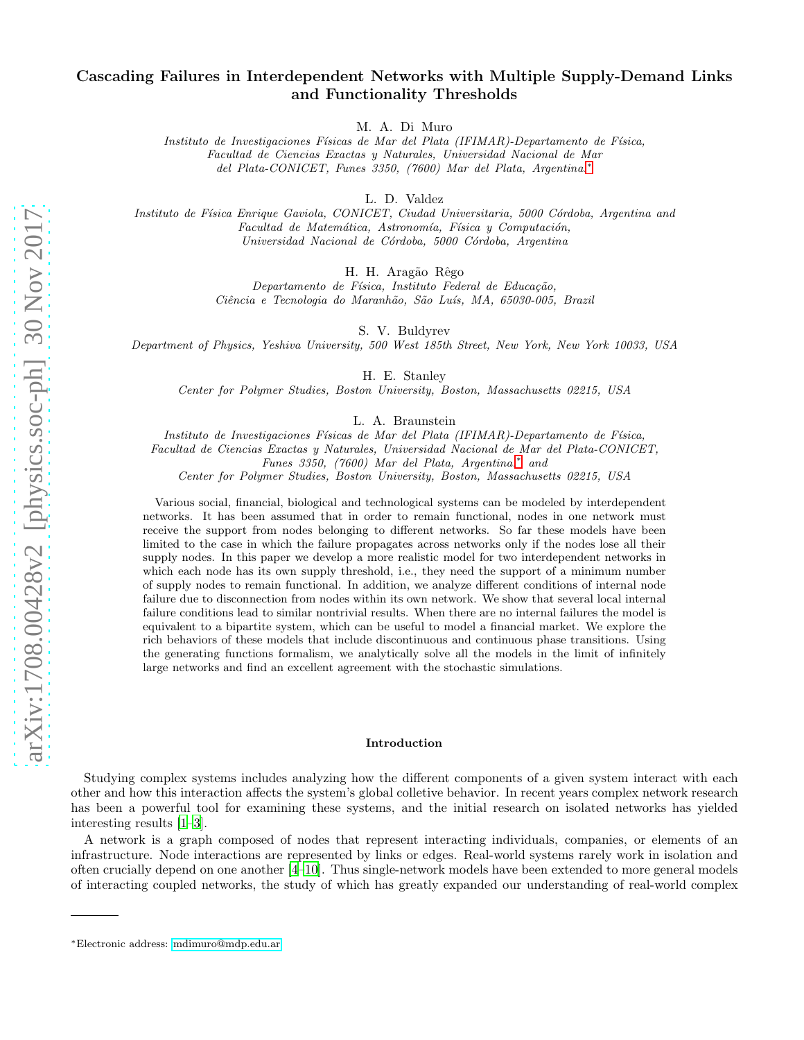# Cascading Failures in Interdependent Networks with Multiple Supply-Demand Links and Functionality Thresholds

M. A. Di Muro

*Instituto de Investigaciones Físicas de Mar del Plata (IFIMAR)-Departamento de Física, Facultad de Ciencias Exactas y Naturales, Universidad Nacional de Mar del Plata-CONICET, Funes 3350, (7600) Mar del Plata, Argentina.*[*]

L. D. Valdez

*Instituto de Física Enrique Gaviola, CONICET, Ciudad Universitaria, 5000 Córdoba, Argentina and Facultad de Matemática, Astronomía, Física y Computación, Universidad Nacional de Córdoba, 5000 Córdoba, Argentina*

H. H. Aragão Rêgo

*Departamento de Física, Instituto Federal de Educação, Ciência e Tecnologia do Maranhão, São Luís, MA, 65030-005, Brazil*

S. V. Buldyrev

*Department of Physics, Yeshiva University, 500 West 185th Street, New York, New York 10033, USA*

H. E. Stanley

*Center for Polymer Studies, Boston University, Boston, Massachusetts 02215, USA*

L. A. Braunstein

*Instituto de Investigaciones Físicas de Mar del Plata (IFIMAR)-Departamento de Física, Facultad de Ciencias Exactas y Naturales, Universidad Nacional de Mar del Plata-CONICET, Funes 3350, (7600) Mar del Plata, Argentina.*[*] *and Center for Polymer Studies, Boston University, Boston, Massachusetts 02215, USA*

Various social, financial, biological and technological systems can be modeled by interdependent networks. It has been assumed that in order to remain functional, nodes in one network must receive the support from nodes belonging to different networks. So far these models have been limited to the case in which the failure propagates across networks only if the nodes lose all their supply nodes. In this paper we develop a more realistic model for two interdependent networks in which each node has its own supply threshold, i.e., they need the support of a minimum number of supply nodes to remain functional. In addition, we analyze different conditions of internal node failure due to disconnection from nodes within its own network. We show that several local internal failure conditions lead to similar nontrivial results. When there are no internal failures the model is equivalent to a bipartite system, which can be useful to model a financial market. We explore the rich behaviors of these models that include discontinuous and continuous phase transitions. Using the generating functions formalism, we analytically solve all the models in the limit of infinitely large networks and find an excellent agreement with the stochastic simulations.

## Introduction

Studying complex systems includes analyzing how the different components of a given system interact with each other and how this interaction affects the system's global colletive behavior. In recent years complex network research has been a powerful tool for examining these systems, and the initial research on isolated networks has yielded interesting results [1–3].

A network is a graph composed of nodes that represent interacting individuals, companies, or elements of an infrastructure. Node interactions are represented by links or edges. Real-world systems rarely work in isolation and often crucially depend on one another [4–10]. Thus single-network models have been extended to more general models of interacting coupled networks, the study of which has greatly expanded our understanding of real-world complex

---

[*]Electronic address: mdimuro@mdp.edu.ar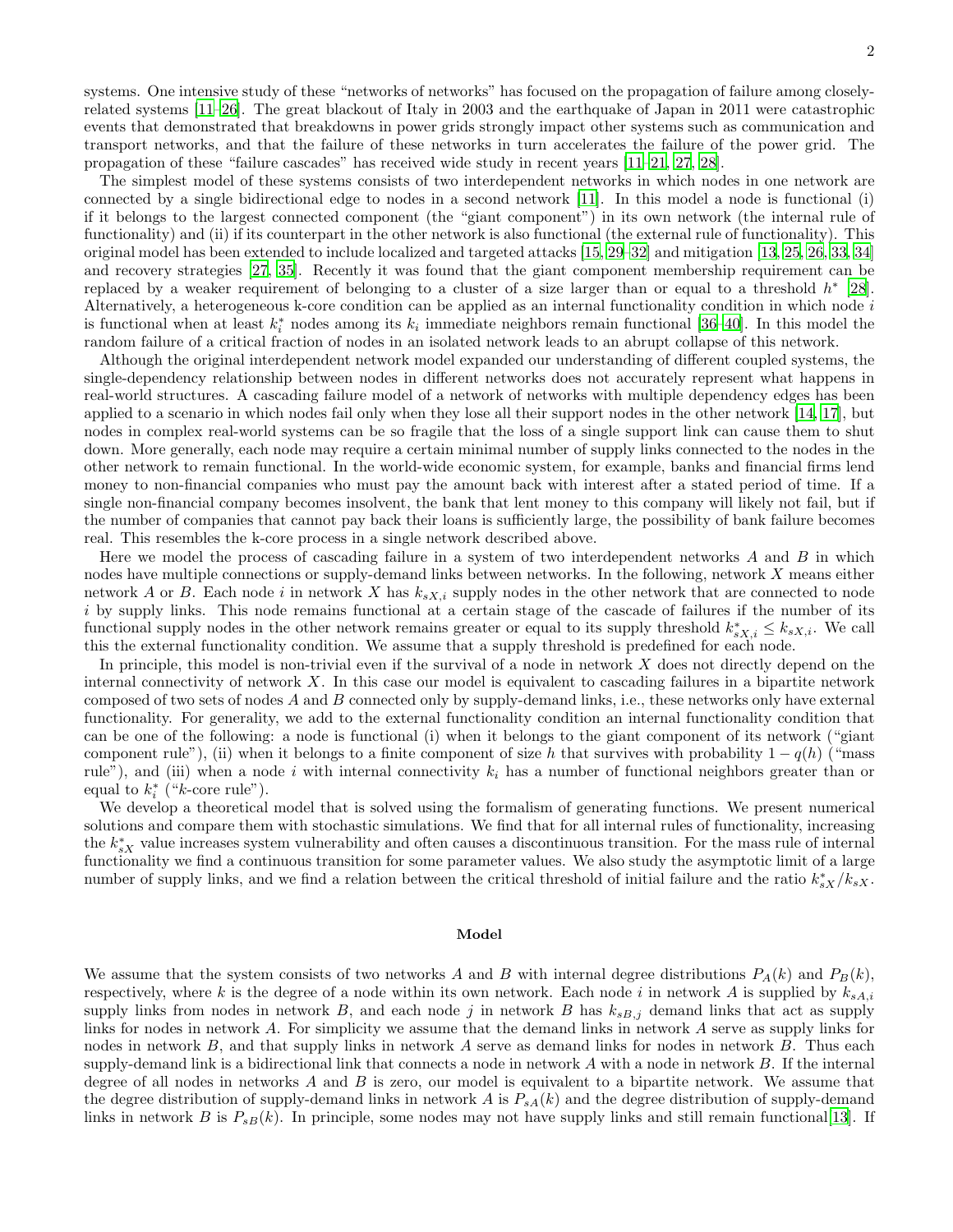systems. One intensive study of these "networks of networks" has focused on the propagation of failure among closely-related systems [11–26]. The great blackout of Italy in 2003 and the earthquake of Japan in 2011 were catastrophic events that demonstrated that breakdowns in power grids strongly impact other systems such as communication and transport networks, and that the failure of these networks in turn accelerates the failure of the power grid. The propagation of these "failure cascades" has received wide study in recent years [11–21, 27, 28].

The simplest model of these systems consists of two interdependent networks in which nodes in one network are connected by a single bidirectional edge to nodes in a second network [11]. In this model a node is functional (i) if it belongs to the largest connected component (the "giant component") in its own network (the internal rule of functionality) and (ii) if its counterpart in the other network is also functional (the external rule of functionality). This original model has been extended to include localized and targeted attacks [15, 29–32] and mitigation [13, 25, 26, 33, 34] and recovery strategies [27, 35]. Recently it was found that the giant component membership requirement can be replaced by a weaker requirement of belonging to a cluster of a size larger than or equal to a threshold $h^*$ [28]. Alternatively, a heterogeneous k-core condition can be applied as an internal functionality condition in which node $i$ is functional when at least $k_i^*$ nodes among its $k_i$ immediate neighbors remain functional [36–40]. In this model the random failure of a critical fraction of nodes in an isolated network leads to an abrupt collapse of this network.

Although the original interdependent network model expanded our understanding of different coupled systems, the single-dependency relationship between nodes in different networks does not accurately represent what happens in real-world structures. A cascading failure model of a network of networks with multiple dependency edges has been applied to a scenario in which nodes fail only when they lose all their support nodes in the other network [14, 17], but nodes in complex real-world systems can be so fragile that the loss of a single support link can cause them to shut down. More generally, each node may require a certain minimal number of supply links connected to the nodes in the other network to remain functional. In the world-wide economic system, for example, banks and financial firms lend money to non-financial companies who must pay the amount back with interest after a stated period of time. If a single non-financial company becomes insolvent, the bank that lent money to this company will likely not fail, but if the number of companies that cannot pay back their loans is sufficiently large, the possibility of bank failure becomes real. This resembles the k-core process in a single network described above.

Here we model the process of cascading failure in a system of two interdependent networks $A$ and $B$ in which nodes have multiple connections or supply-demand links between networks. In the following, network $X$ means either network $A$ or $B$. Each node $i$ in network $X$ has $k_{sX,i}$ supply nodes in the other network that are connected to node $i$ by supply links. This node remains functional at a certain stage of the cascade of failures if the number of its functional supply nodes in the other network remains greater or equal to its supply threshold $k^*_{sX,i} \le k_{sX,i}$. We call this the external functionality condition. We assume that a supply threshold is predefined for each node.

In principle, this model is non-trivial even if the survival of a node in network $X$ does not directly depend on the internal connectivity of network $X$. In this case our model is equivalent to cascading failures in a bipartite network composed of two sets of nodes $A$ and $B$ connected only by supply-demand links, i.e., these networks only have external functionality. For generality, we add to the external functionality condition an internal functionality condition that can be one of the following: a node is functional (i) when it belongs to the giant component of its network ("giant component rule"), (ii) when it belongs to a finite component of size $h$ that survives with probability $1 - q(h)$ ("mass rule"), and (iii) when a node $i$ with internal connectivity $k_i$ has a number of functional neighbors greater than or equal to $k_i^*$ ("$k$-core rule").

We develop a theoretical model that is solved using the formalism of generating functions. We present numerical solutions and compare them with stochastic simulations. We find that for all internal rules of functionality, increasing the $k^*_{sX}$ value increases system vulnerability and often causes a discontinuous transition. For the mass rule of internal functionality we find a continuous transition for some parameter values. We also study the asymptotic limit of a large number of supply links, and we find a relation between the critical threshold of initial failure and the ratio $k^*_{sX}/k_{sX}$.

## Model

We assume that the system consists of two networks $A$ and $B$ with internal degree distributions $P_A(k)$ and $P_B(k)$, respectively, where $k$ is the degree of a node within its own network. Each node $i$ in network $A$ is supplied by $k_{sA,i}$ supply links from nodes in network $B$, and each node $j$ in network $B$ has $k_{sB,j}$ demand links that act as supply links for nodes in network $A$. For simplicity we assume that the demand links in network $A$ serve as supply links for nodes in network $B$, and that supply links in network $A$ serve as demand links for nodes in network $B$. Thus each supply-demand link is a bidirectional link that connects a node in network $A$ with a node in network $B$. If the internal degree of all nodes in networks $A$ and $B$ is zero, our model is equivalent to a bipartite network. We assume that the degree distribution of supply-demand links in network $A$ is $P_{sA}(k)$ and the degree distribution of supply-demand links in network $B$ is $P_{sB}(k)$. In principle, some nodes may not have supply links and still remain functional[13]. If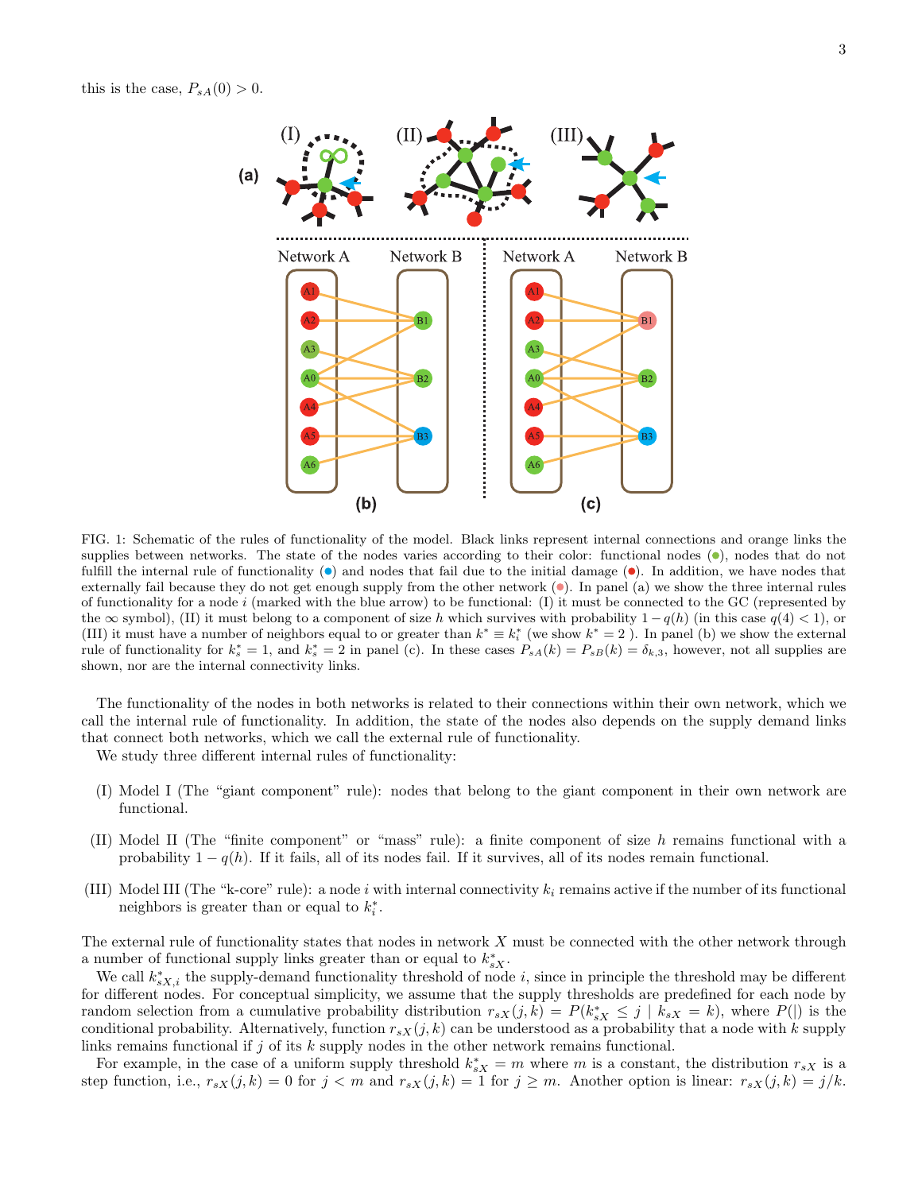this is the case, $P_{sA}(0) > 0$.

FIG. 1: Schematic of the rules of functionality of the model. Black links represent internal connections and orange links the supplies between networks. The state of the nodes varies according to their color: functional nodes (●), nodes that do not fulfill the internal rule of functionality (●) and nodes that fail due to the initial damage (●). In addition, we have nodes that externally fail because they do not get enough supply from the other network (●). In panel (a) we show the three internal rules of functionality for a node $i$ (marked with the blue arrow) to be functional: (I) it must be connected to the GC (represented by the $\infty$ symbol), (II) it must belong to a component of size $h$ which survives with probability $1 - q(h)$ (in this case $q(4) < 1$), or (III) it must have a number of neighbors equal to or greater than $k^* \equiv k_i^*$ (we show $k^* = 2$ ). In panel (b) we show the external rule of functionality for $k_s^* = 1$, and $k_s^* = 2$ in panel (c). In these cases $P_{sA}(k) = P_{sB}(k) = \delta_{k,3}$, however, not all supplies are shown, nor are the internal connectivity links.

The functionality of the nodes in both networks is related to their connections within their own network, which we call the internal rule of functionality. In addition, the state of the nodes also depends on the supply demand links that connect both networks, which we call the external rule of functionality.

We study three different internal rules of functionality:

(I) Model I (The "giant component" rule): nodes that belong to the giant component in their own network are functional.

(II) Model II (The "finite component" or "mass" rule): a finite component of size $h$ remains functional with a probability $1 - q(h)$. If it fails, all of its nodes fail. If it survives, all of its nodes remain functional.

(III) Model III (The "k-core" rule): a node $i$ with internal connectivity $k_i$ remains active if the number of its functional neighbors is greater than or equal to $k_i^*$.

The external rule of functionality states that nodes in network $X$ must be connected with the other network through a number of functional supply links greater than or equal to $k_{sX}^*$.

We call $k_{sX,i}^*$ the supply-demand functionality threshold of node $i$, since in principle the threshold may be different for different nodes. For conceptual simplicity, we assume that the supply thresholds are predefined for each node by random selection from a cumulative probability distribution $r_{sX}(j, k) = P(k_{sX}^* \leq j \mid k_{sX} = k)$, where $P(|)$ is the conditional probability. Alternatively, function $r_{sX}(j, k)$ can be understood as a probability that a node with $k$ supply links remains functional if $j$ of its $k$ supply nodes in the other network remains functional.

For example, in the case of a uniform supply threshold $k_{sX}^* = m$ where $m$ is a constant, the distribution $r_{sX}$ is a step function, i.e., $r_{sX}(j, k) = 0$ for $j < m$ and $r_{sX}(j, k) = 1$ for $j \geq m$. Another option is linear: $r_{sX}(j, k) = j/k$.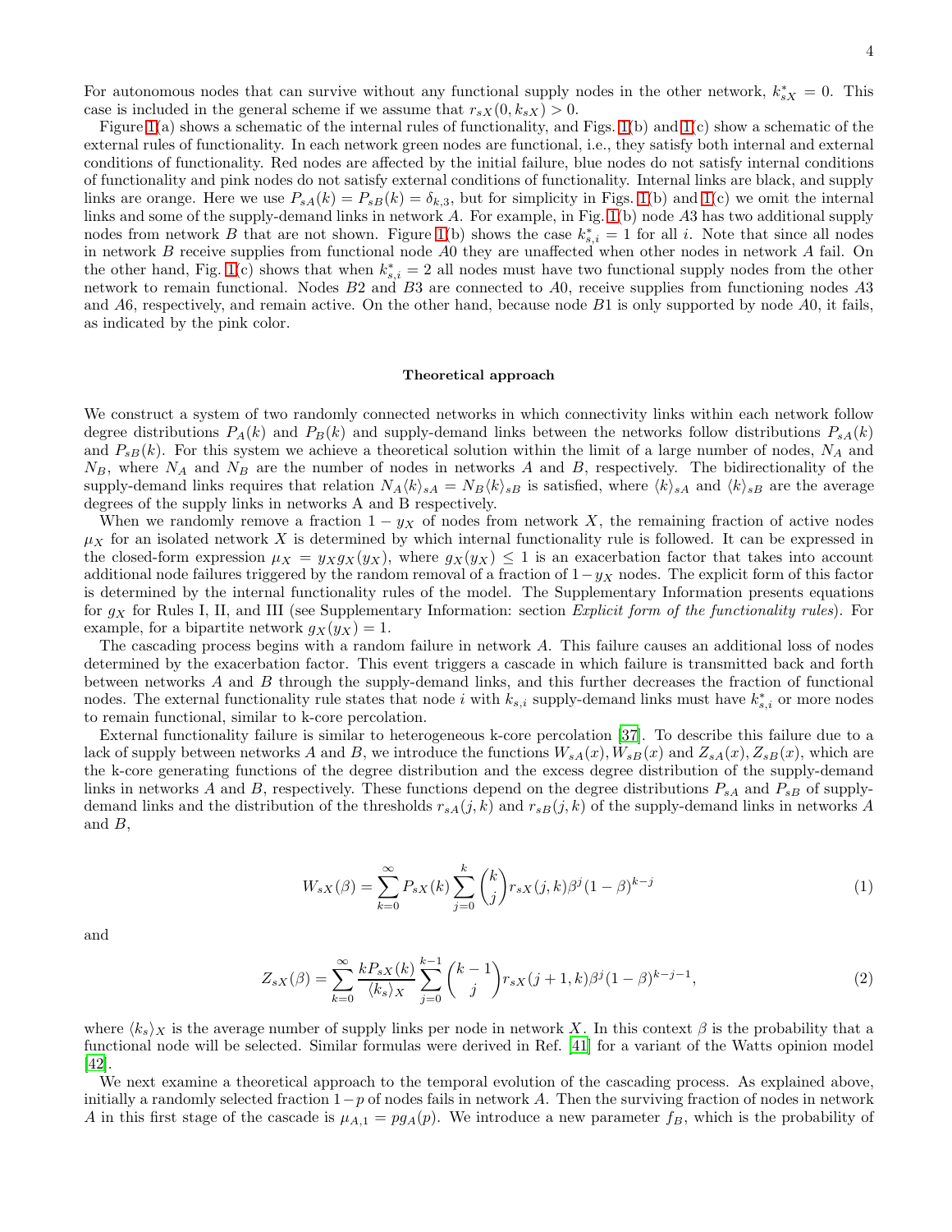For autonomous nodes that can survive without any functional supply nodes in the other network, $k^*_{sX} = 0$. This case is included in the general scheme if we assume that $r_{sX}(0, k_{sX}) > 0$.

Figure 1(a) shows a schematic of the internal rules of functionality, and Figs. 1(b) and 1(c) show a schematic of the external rules of functionality. In each network green nodes are functional, i.e., they satisfy both internal and external conditions of functionality. Red nodes are affected by the initial failure, blue nodes do not satisfy internal conditions of functionality and pink nodes do not satisfy external conditions of functionality. Internal links are black, and supply links are orange. Here we use $P_{sA}(k) = P_{sB}(k) = \delta_{k,3}$, but for simplicity in Figs. 1(b) and 1(c) we omit the internal links and some of the supply-demand links in network $A$. For example, in Fig. 1(b) node $A3$ has two additional supply nodes from network $B$ that are not shown. Figure 1(b) shows the case $k^*_{s,i} = 1$ for all $i$. Note that since all nodes in network $B$ receive supplies from functional node $A0$ they are unaffected when other nodes in network $A$ fail. On the other hand, Fig. 1(c) shows that when $k^*_{s,i} = 2$ all nodes must have two functional supply nodes from the other network to remain functional. Nodes $B2$ and $B3$ are connected to $A0$, receive supplies from functioning nodes $A3$ and $A6$, respectively, and remain active. On the other hand, because node $B1$ is only supported by node $A0$, it fails, as indicated by the pink color.

## Theoretical approach

We construct a system of two randomly connected networks in which connectivity links within each network follow degree distributions $P_A(k)$ and $P_B(k)$ and supply-demand links between the networks follow distributions $P_{sA}(k)$ and $P_{sB}(k)$. For this system we achieve a theoretical solution within the limit of a large number of nodes, $N_A$ and $N_B$, where $N_A$ and $N_B$ are the number of nodes in networks $A$ and $B$, respectively. The bidirectionality of the supply-demand links requires that relation $N_A\langle k\rangle_{sA} = N_B\langle k\rangle_{sB}$ is satisfied, where $\langle k\rangle_{sA}$ and $\langle k\rangle_{sB}$ are the average degrees of the supply links in networks A and B respectively.

When we randomly remove a fraction $1 - y_X$ of nodes from network $X$, the remaining fraction of active nodes $\mu_X$ for an isolated network $X$ is determined by which internal functionality rule is followed. It can be expressed in the closed-form expression $\mu_X = y_X g_X(y_X)$, where $g_X(y_X) \leq 1$ is an exacerbation factor that takes into account additional node failures triggered by the random removal of a fraction of $1-y_X$ nodes. The explicit form of this factor is determined by the internal functionality rules of the model. The Supplementary Information presents equations for $g_X$ for Rules I, II, and III (see Supplementary Information: section *Explicit form of the functionality rules*). For example, for a bipartite network $g_X(y_X) = 1$.

The cascading process begins with a random failure in network $A$. This failure causes an additional loss of nodes determined by the exacerbation factor. This event triggers a cascade in which failure is transmitted back and forth between networks $A$ and $B$ through the supply-demand links, and this further decreases the fraction of functional nodes. The external functionality rule states that node $i$ with $k_{s,i}$ supply-demand links must have $k^*_{s,i}$ or more nodes to remain functional, similar to k-core percolation.

External functionality failure is similar to heterogeneous k-core percolation [37]. To describe this failure due to a lack of supply between networks $A$ and $B$, we introduce the functions $W_{sA}(x), W_{sB}(x)$ and $Z_{sA}(x), Z_{sB}(x)$, which are the k-core generating functions of the degree distribution and the excess degree distribution of the supply-demand links in networks $A$ and $B$, respectively. These functions depend on the degree distributions $P_{sA}$ and $P_{sB}$ of supply-demand links and the distribution of the thresholds $r_{sA}(j,k)$ and $r_{sB}(j,k)$ of the supply-demand links in networks $A$ and $B$,

$$W_{sX}(\beta) = \sum_{k=0}^{\infty} P_{sX}(k) \sum_{j=0}^{k} \binom{k}{j} r_{sX}(j,k)\beta^j(1-\beta)^{k-j} \tag{1}$$

and

$$Z_{sX}(\beta) = \sum_{k=0}^{\infty} \frac{kP_{sX}(k)}{\langle k_s\rangle_X} \sum_{j=0}^{k-1} \binom{k-1}{j} r_{sX}(j+1,k)\beta^j(1-\beta)^{k-j-1}, \tag{2}$$

where $\langle k_s\rangle_X$ is the average number of supply links per node in network $X$. In this context $\beta$ is the probability that a functional node will be selected. Similar formulas were derived in Ref. [41] for a variant of the Watts opinion model [42].

We next examine a theoretical approach to the temporal evolution of the cascading process. As explained above, initially a randomly selected fraction $1-p$ of nodes fails in network $A$. Then the surviving fraction of nodes in network $A$ in this first stage of the cascade is $\mu_{A,1} = pg_A(p)$. We introduce a new parameter $f_B$, which is the probability of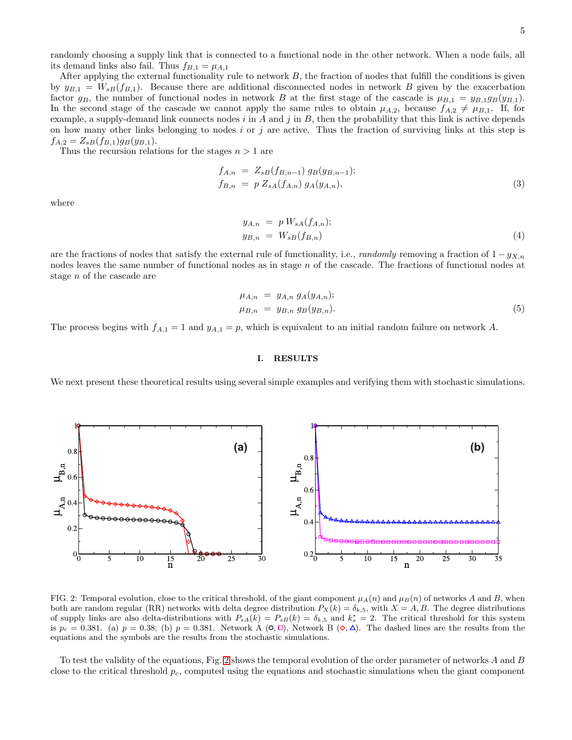randomly choosing a supply link that is connected to a functional node in the other network. When a node fails, all its demand links also fail. Thus $f_{B,1} = \mu_{A,1}$

After applying the external functionality rule to network $B$, the fraction of nodes that fulfill the conditions is given by $y_{B,1} = W_{sB}(f_{B,1})$. Because there are additional disconnected nodes in network $B$ given by the exacerbation factor $g_B$, the number of functional nodes in network $B$ at the first stage of the cascade is $\mu_{B,1} = y_{B,1} g_B(y_{B,1})$. In the second stage of the cascade we cannot apply the same rules to obtain $\mu_{A,2}$, because $f_{A,2} \neq \mu_{B,1}$. If, for example, a supply-demand link connects nodes $i$ in $A$ and $j$ in $B$, then the probability that this link is active depends on how many other links belonging to nodes $i$ or $j$ are active. Thus the fraction of surviving links at this step is $f_{A,2} = Z_{sB}(f_{B,1}) g_B(y_{B,1})$.

Thus the recursion relations for the stages $n > 1$ are

$$
\begin{aligned}
f_{A,n} &= Z_{sB}(f_{B,n-1})\, g_B(y_{B,n-1}); \\
f_{B,n} &= p\, Z_{sA}(f_{A,n})\, g_A(y_{A,n}),
\end{aligned} \tag{3}
$$

where

$$
\begin{aligned}
y_{A,n} &= p\, W_{sA}(f_{A,n}); \\
y_{B,n} &= W_{sB}(f_{B,n})
\end{aligned} \tag{4}
$$

are the fractions of nodes that satisfy the external rule of functionality, i.e., *randomly* removing a fraction of $1 - y_{X,n}$ nodes leaves the same number of functional nodes as in stage $n$ of the cascade. The fractions of functional nodes at stage $n$ of the cascade are

$$
\begin{aligned}
\mu_{A,n} &= y_{A,n}\, g_A(y_{A,n}); \\
\mu_{B,n} &= y_{B,n}\, g_B(y_{B,n}).
\end{aligned} \tag{5}
$$

The process begins with $f_{A,1} = 1$ and $y_{A,1} = p$, which is equivalent to an initial random failure on network $A$.

# I. RESULTS

We next present these theoretical results using several simple examples and verifying them with stochastic simulations.

FIG. 2: Temporal evolution, close to the critical threshold, of the giant component $\mu_A(n)$ and $\mu_B(n)$ of networks $A$ and $B$, when both are random regular (RR) networks with delta degree distribution $P_X(k) = \delta_{k,5}$, with $X = A, B$. The degree distributions of supply links are also delta-distributions with $P_{sA}(k) = P_{sB}(k) = \delta_{k,5}$ and $k_s^* = 2$. The critical threshold for this system is $p_c = 0.381$. (a) $p = 0.38$, (b) $p = 0.381$. Network A (○, □), Network B (◇, △). The dashed lines are the results from the equations and the symbols are the results from the stochastic simulations.

To test the validity of the equations, Fig. 2 shows the temporal evolution of the order parameter of networks $A$ and $B$ close to the critical threshold $p_c$, computed using the equations and stochastic simulations when the giant component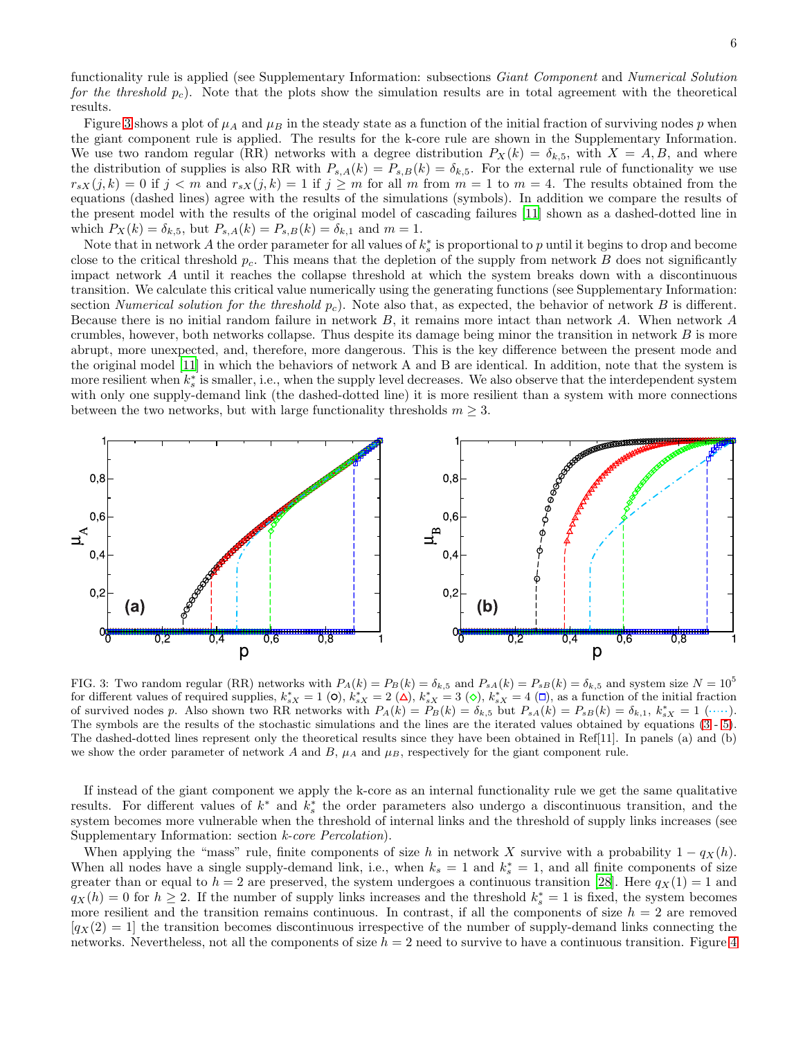functionality rule is applied (see Supplementary Information: subsections *Giant Component* and *Numerical Solution for the threshold $p_c$*). Note that the plots show the simulation results are in total agreement with the theoretical results.

Figure 3 shows a plot of $\mu_A$ and $\mu_B$ in the steady state as a function of the initial fraction of surviving nodes $p$ when the giant component rule is applied. The results for the k-core rule are shown in the Supplementary Information. We use two random regular (RR) networks with a degree distribution $P_X(k) = \delta_{k,5}$, with $X = A, B$, and where the distribution of supplies is also RR with $P_{s,A}(k) = P_{s,B}(k) = \delta_{k,5}$. For the external rule of functionality we use $r_{sX}(j,k) = 0$ if $j < m$ and $r_{sX}(j,k) = 1$ if $j \geq m$ for all $m$ from $m = 1$ to $m = 4$. The results obtained from the equations (dashed lines) agree with the results of the simulations (symbols). In addition we compare the results of the present model with the results of the original model of cascading failures [11] shown as a dashed-dotted line in which $P_X(k) = \delta_{k,5}$, but $P_{s,A}(k) = P_{s,B}(k) = \delta_{k,1}$ and $m = 1$.

Note that in network $A$ the order parameter for all values of $k_s^*$ is proportional to $p$ until it begins to drop and become close to the critical threshold $p_c$. This means that the depletion of the supply from network $B$ does not significantly impact network $A$ until it reaches the collapse threshold at which the system breaks down with a discontinuous transition. We calculate this critical value numerically using the generating functions (see Supplementary Information: section *Numerical solution for the threshold $p_c$*). Note also that, as expected, the behavior of network $B$ is different. Because there is no initial random failure in network $B$, it remains more intact than network $A$. When network $A$ crumbles, however, both networks collapse. Thus despite its damage being minor the transition in network $B$ is more abrupt, more unexpected, and, therefore, more dangerous. This is the key difference between the present mode and the original model [11] in which the behaviors of network A and B are identical. In addition, note that the system is more resilient when $k_s^*$ is smaller, i.e., when the supply level decreases. We also observe that the interdependent system with only one supply-demand link (the dashed-dotted line) it is more resilient than a system with more connections between the two networks, but with large functionality thresholds $m \geq 3$.

FIG. 3: Two random regular (RR) networks with $P_A(k) = P_B(k) = \delta_{k,5}$ and $P_{sA}(k) = P_{sB}(k) = \delta_{k,5}$ and system size $N = 10^5$ for different values of required supplies, $k_{sX}^* = 1$ (○), $k_{sX}^* = 2$ (△), $k_{sX}^* = 3$ (◇), $k_{sX}^* = 4$ (□), as a function of the initial fraction of survived nodes $p$. Also shown two RR networks with $P_A(k) = P_B(k) = \delta_{k,5}$ but $P_{sA}(k) = P_{sB}(k) = \delta_{k,1}$, $k_{sX}^* = 1$ (······). The symbols are the results of the stochastic simulations and the lines are the iterated values obtained by equations (3 - 5). The dashed-dotted lines represent only the theoretical results since they have been obtained in Ref[11]. In panels (a) and (b) we show the order parameter of network $A$ and $B$, $\mu_A$ and $\mu_B$, respectively for the giant component rule.

If instead of the giant component we apply the k-core as an internal functionality rule we get the same qualitative results. For different values of $k^*$ and $k_s^*$ the order parameters also undergo a discontinuous transition, and the system becomes more vulnerable when the threshold of internal links and the threshold of supply links increases (see Supplementary Information: section *k-core Percolation*).

When applying the "mass" rule, finite components of size $h$ in network $X$ survive with a probability $1 - q_X(h)$. When all nodes have a single supply-demand link, i.e., when $k_s = 1$ and $k_s^* = 1$, and all finite components of size greater than or equal to $h = 2$ are preserved, the system undergoes a continuous transition [28]. Here $q_X(1) = 1$ and $q_X(h) = 0$ for $h \geq 2$. If the number of supply links increases and the threshold $k_s^* = 1$ is fixed, the system becomes more resilient and the transition remains continuous. In contrast, if all the components of size $h = 2$ are removed [$q_X(2) = 1$] the transition becomes discontinuous irrespective of the number of supply-demand links connecting the networks. Nevertheless, not all the components of size $h = 2$ need to survive to have a continuous transition. Figure 4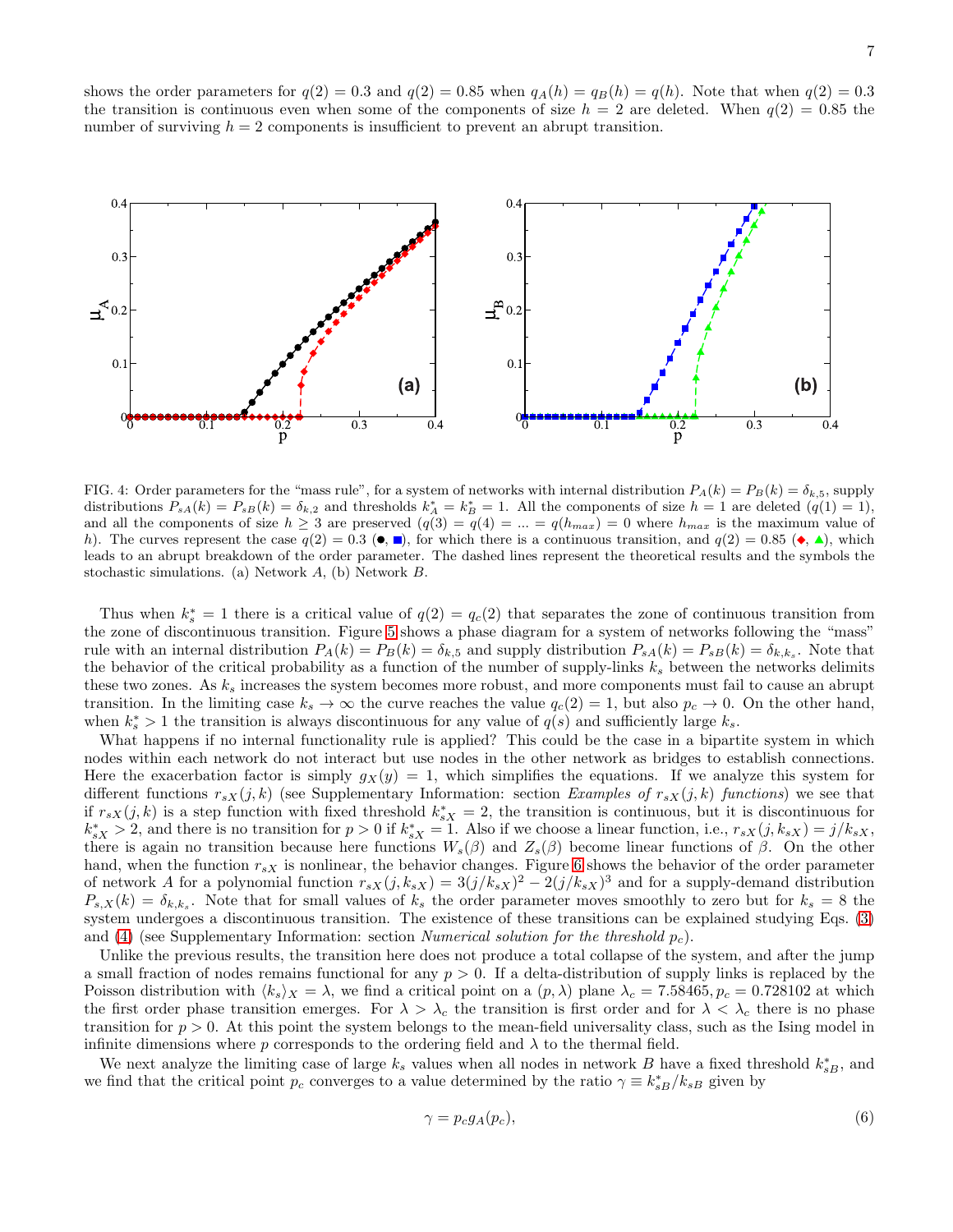shows the order parameters for $q(2) = 0.3$ and $q(2) = 0.85$ when $q_A(h) = q_B(h) = q(h)$. Note that when $q(2) = 0.3$ the transition is continuous even when some of the components of size $h = 2$ are deleted. When $q(2) = 0.85$ the number of surviving $h = 2$ components is insufficient to prevent an abrupt transition.

FIG. 4: Order parameters for the "mass rule", for a system of networks with internal distribution $P_A(k) = P_B(k) = \delta_{k,5}$, supply distributions $P_{sA}(k) = P_{sB}(k) = \delta_{k,2}$ and thresholds $k^*_A = k^*_B = 1$. All the components of size $h = 1$ are deleted ($q(1) = 1$), and all the components of size $h \geq 3$ are preserved ($q(3) = q(4) = ... = q(h_{max}) = 0$ where $h_{max}$ is the maximum value of $h$). The curves represent the case $q(2) = 0.3$ (●, ■), for which there is a continuous transition, and $q(2) = 0.85$ (◆, ▲), which leads to an abrupt breakdown of the order parameter. The dashed lines represent the theoretical results and the symbols the stochastic simulations. (a) Network $A$, (b) Network $B$.

Thus when $k^*_s = 1$ there is a critical value of $q(2) = q_c(2)$ that separates the zone of continuous transition from the zone of discontinuous transition. Figure 5 shows a phase diagram for a system of networks following the "mass" rule with an internal distribution $P_A(k) = P_B(k) = \delta_{k,5}$ and supply distribution $P_{sA}(k) = P_{sB}(k) = \delta_{k,k_s}$. Note that the behavior of the critical probability as a function of the number of supply-links $k_s$ between the networks delimits these two zones. As $k_s$ increases the system becomes more robust, and more components must fail to cause an abrupt transition. In the limiting case $k_s \to \infty$ the curve reaches the value $q_c(2) = 1$, but also $p_c \to 0$. On the other hand, when $k^*_s > 1$ the transition is always discontinuous for any value of $q(s)$ and sufficiently large $k_s$.

What happens if no internal functionality rule is applied? This could be the case in a bipartite system in which nodes within each network do not interact but use nodes in the other network as bridges to establish connections. Here the exacerbation factor is simply $g_X(y) = 1$, which simplifies the equations. If we analyze this system for different functions $r_{sX}(j, k)$ (see Supplementary Information: section *Examples of $r_{sX}(j, k)$ functions*) we see that if $r_{sX}(j, k)$ is a step function with fixed threshold $k^*_{sX} = 2$, the transition is continuous, but it is discontinuous for $k^*_{sX} > 2$, and there is no transition for $p > 0$ if $k^*_{sX} = 1$. Also if we choose a linear function, i.e., $r_{sX}(j, k_{sX}) = j/k_{sX}$, there is again no transition because here functions $W_s(\beta)$ and $Z_s(\beta)$ become linear functions of $\beta$. On the other hand, when the function $r_{sX}$ is nonlinear, the behavior changes. Figure 6 shows the behavior of the order parameter of network $A$ for a polynomial function $r_{sX}(j, k_{sX}) = 3(j/k_{sX})^2 - 2(j/k_{sX})^3$ and for a supply-demand distribution $P_{s,X}(k) = \delta_{k,k_s}$. Note that for small values of $k_s$ the order parameter moves smoothly to zero but for $k_s = 8$ the system undergoes a discontinuous transition. The existence of these transitions can be explained studying Eqs. (3) and (4) (see Supplementary Information: section *Numerical solution for the threshold* $p_c$).

Unlike the previous results, the transition here does not produce a total collapse of the system, and after the jump a small fraction of nodes remains functional for any $p > 0$. If a delta-distribution of supply links is replaced by the Poisson distribution with $\langle k_s \rangle_X = \lambda$, we find a critical point on a $(p, \lambda)$ plane $\lambda_c = 7.58465, p_c = 0.728102$ at which the first order phase transition emerges. For $\lambda > \lambda_c$ the transition is first order and for $\lambda < \lambda_c$ there is no phase transition for $p > 0$. At this point the system belongs to the mean-field universality class, such as the Ising model in infinite dimensions where $p$ corresponds to the ordering field and $\lambda$ to the thermal field.

We next analyze the limiting case of large $k_s$ values when all nodes in network $B$ have a fixed threshold $k^*_{sB}$, and we find that the critical point $p_c$ converges to a value determined by the ratio $\gamma \equiv k^*_{sB}/k_{sB}$ given by

$$\gamma = p_c g_A(p_c), \tag{6}$$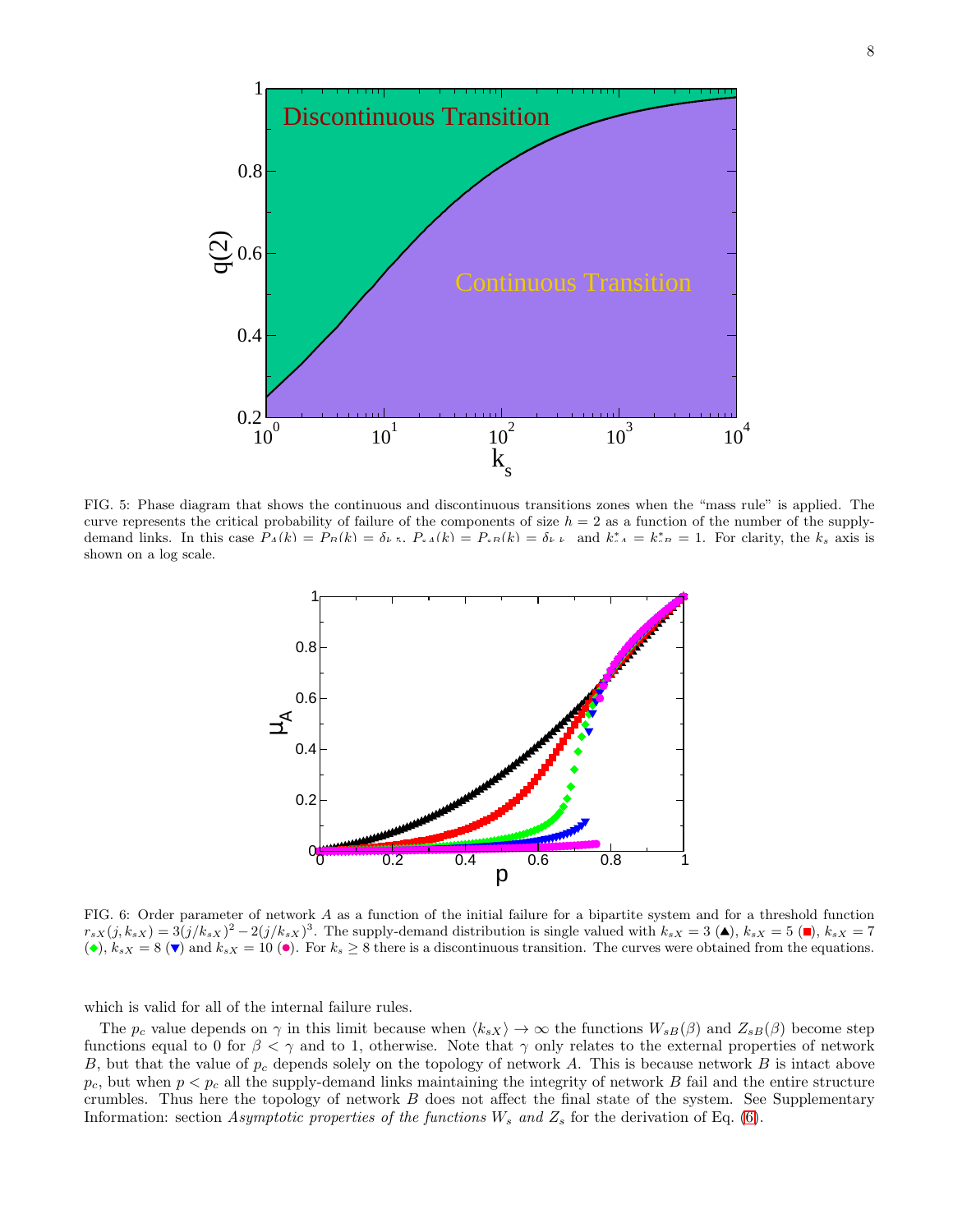FIG. 5: Phase diagram that shows the continuous and discontinuous transitions zones when the "mass rule" is applied. The curve represents the critical probability of failure of the components of size $h = 2$ as a function of the number of the supply-demand links. In this case $P_A(k) = P_B(k) = \delta_{k,5}$, $P_{sA}(k) = P_{sB}(k) = \delta_{k,k_s}$ and $k^*_{sA} = k^*_{sB} = 1$. For clarity, the $k_s$ axis is shown on a log scale.

FIG. 6: Order parameter of network $A$ as a function of the initial failure for a bipartite system and for a threshold function $r_{sX}(j, k_{sX}) = 3(j/k_{sX})^2 - 2(j/k_{sX})^3$. The supply-demand distribution is single valued with $k_{sX} = 3$ (▲), $k_{sX} = 5$ (■), $k_{sX} = 7$ (◆), $k_{sX} = 8$ (▼) and $k_{sX} = 10$ (●). For $k_s \geq 8$ there is a discontinuous transition. The curves were obtained from the equations.

which is valid for all of the internal failure rules.

The $p_c$ value depends on $\gamma$ in this limit because when $\langle k_{sX} \rangle \to \infty$ the functions $W_{sB}(\beta)$ and $Z_{sB}(\beta)$ become step functions equal to 0 for $\beta < \gamma$ and to 1, otherwise. Note that $\gamma$ only relates to the external properties of network $B$, but that the value of $p_c$ depends solely on the topology of network $A$. This is because network $B$ is intact above $p_c$, but when $p < p_c$ all the supply-demand links maintaining the integrity of network $B$ fail and the entire structure crumbles. Thus here the topology of network $B$ does not affect the final state of the system. See Supplementary Information: section *Asymptotic properties of the functions* $W_s$ *and* $Z_s$ for the derivation of Eq. (6).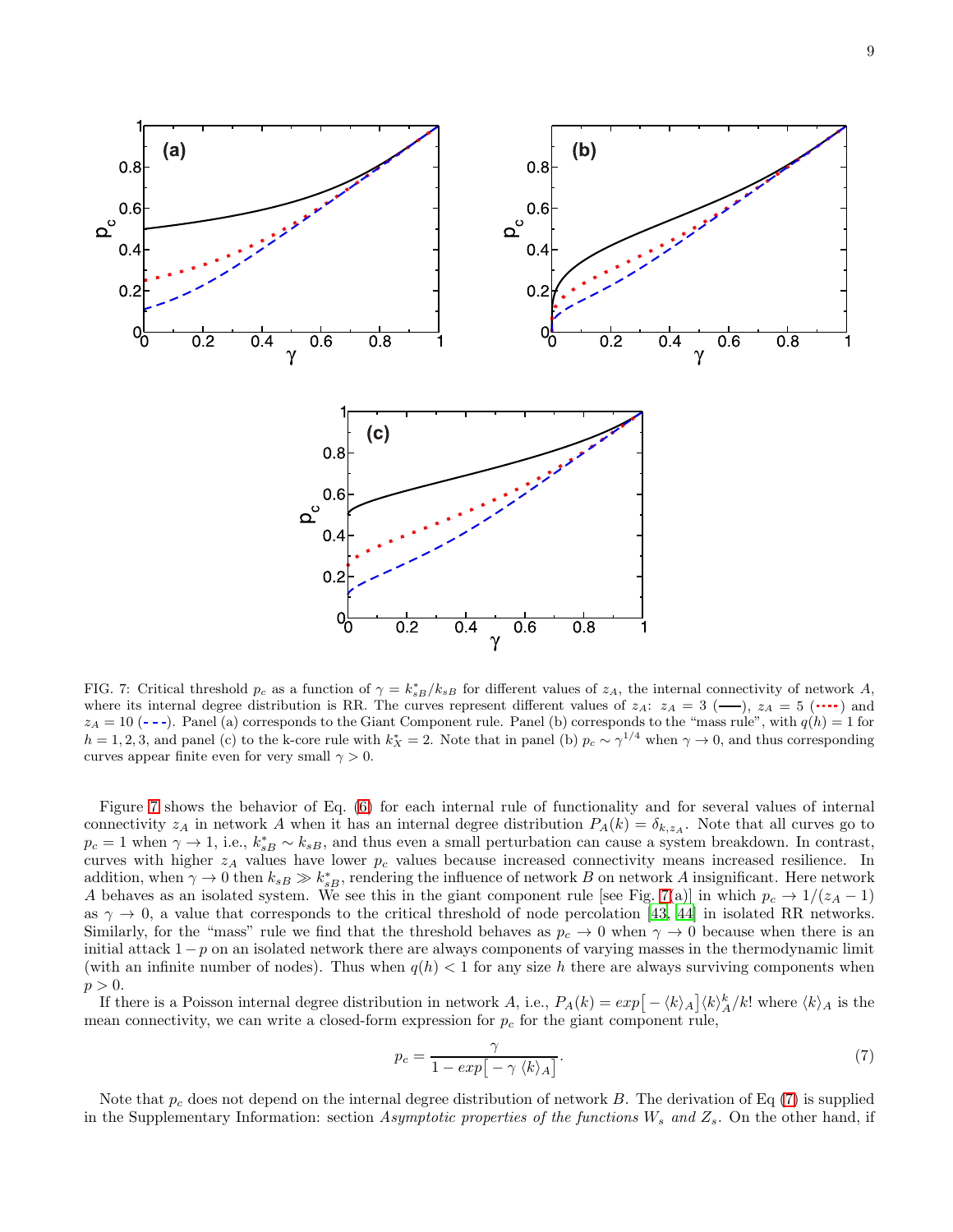FIG. 7: Critical threshold $p_c$ as a function of $\gamma = k^*_{sB}/k_{sB}$ for different values of $z_A$, the internal connectivity of network $A$, where its internal degree distribution is RR. The curves represent different values of $z_A$: $z_A = 3$ (——), $z_A = 5$ (⋯⋯) and $z_A = 10$ (- - -). Panel (a) corresponds to the Giant Component rule. Panel (b) corresponds to the "mass rule", with $q(h) = 1$ for $h = 1, 2, 3$, and panel (c) to the k-core rule with $k^*_X = 2$. Note that in panel (b) $p_c \sim \gamma^{1/4}$ when $\gamma \to 0$, and thus corresponding curves appear finite even for very small $\gamma > 0$.

Figure 7 shows the behavior of Eq. (6) for each internal rule of functionality and for several values of internal connectivity $z_A$ in network $A$ when it has an internal degree distribution $P_A(k) = \delta_{k,z_A}$. Note that all curves go to $p_c = 1$ when $\gamma \to 1$, i.e., $k^*_{sB} \sim k_{sB}$, and thus even a small perturbation can cause a system breakdown. In contrast, curves with higher $z_A$ values have lower $p_c$ values because increased connectivity means increased resilience. In addition, when $\gamma \to 0$ then $k_{sB} \gg k^*_{sB}$, rendering the influence of network $B$ on network $A$ insignificant. Here network $A$ behaves as an isolated system. We see this in the giant component rule [see Fig. 7(a)] in which $p_c \to 1/(z_A - 1)$ as $\gamma \to 0$, a value that corresponds to the critical threshold of node percolation [43, 44] in isolated RR networks. Similarly, for the "mass" rule we find that the threshold behaves as $p_c \to 0$ when $\gamma \to 0$ because when there is an initial attack $1 - p$ on an isolated network there are always components of varying masses in the thermodynamic limit (with an infinite number of nodes). Thus when $q(h) < 1$ for any size $h$ there are always surviving components when $p > 0$.

If there is a Poisson internal degree distribution in network $A$, i.e., $P_A(k) = exp\big[-\langle k\rangle_A\big]\langle k\rangle_A^k/k!$ where $\langle k\rangle_A$ is the mean connectivity, we can write a closed-form expression for $p_c$ for the giant component rule,

$$p_c = \frac{\gamma}{1 - exp\big[-\gamma\,\langle k\rangle_A\big]}. \tag{7}$$

Note that $p_c$ does not depend on the internal degree distribution of network $B$. The derivation of Eq (7) is supplied in the Supplementary Information: section *Asymptotic properties of the functions $W_s$ and $Z_s$*. On the other hand, if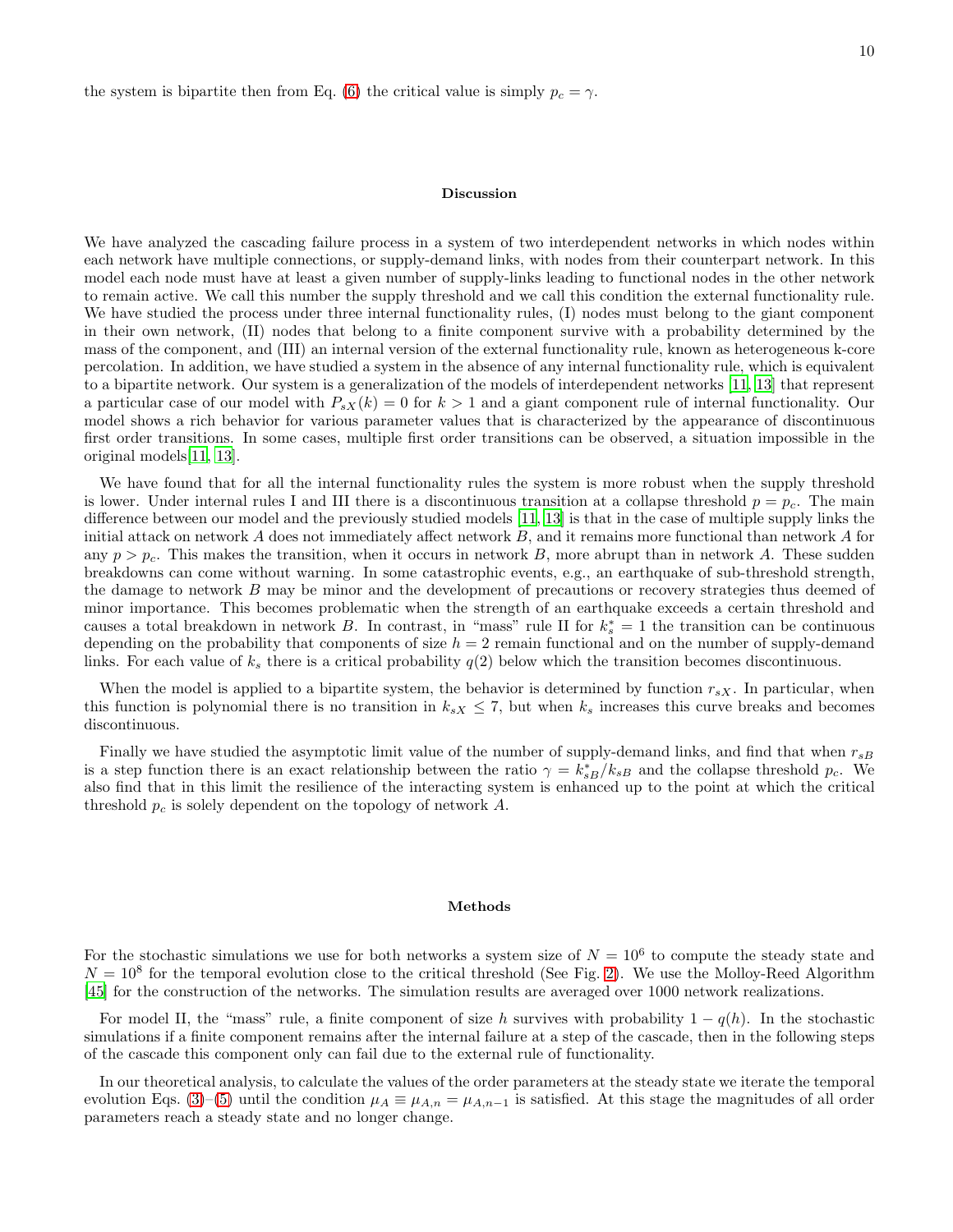the system is bipartite then from Eq. (6) the critical value is simply $p_c = \gamma$.

## Discussion

We have analyzed the cascading failure process in a system of two interdependent networks in which nodes within each network have multiple connections, or supply-demand links, with nodes from their counterpart network. In this model each node must have at least a given number of supply-links leading to functional nodes in the other network to remain active. We call this number the supply threshold and we call this condition the external functionality rule. We have studied the process under three internal functionality rules, (I) nodes must belong to the giant component in their own network, (II) nodes that belong to a finite component survive with a probability determined by the mass of the component, and (III) an internal version of the external functionality rule, known as heterogeneous k-core percolation. In addition, we have studied a system in the absence of any internal functionality rule, which is equivalent to a bipartite network. Our system is a generalization of the models of interdependent networks [11, 13] that represent a particular case of our model with $P_{sX}(k) = 0$ for $k > 1$ and a giant component rule of internal functionality. Our model shows a rich behavior for various parameter values that is characterized by the appearance of discontinuous first order transitions. In some cases, multiple first order transitions can be observed, a situation impossible in the original models[11, 13].

We have found that for all the internal functionality rules the system is more robust when the supply threshold is lower. Under internal rules I and III there is a discontinuous transition at a collapse threshold $p = p_c$. The main difference between our model and the previously studied models [11, 13] is that in the case of multiple supply links the initial attack on network $A$ does not immediately affect network $B$, and it remains more functional than network $A$ for any $p > p_c$. This makes the transition, when it occurs in network $B$, more abrupt than in network $A$. These sudden breakdowns can come without warning. In some catastrophic events, e.g., an earthquake of sub-threshold strength, the damage to network $B$ may be minor and the development of precautions or recovery strategies thus deemed of minor importance. This becomes problematic when the strength of an earthquake exceeds a certain threshold and causes a total breakdown in network $B$. In contrast, in "mass" rule II for $k_s^* = 1$ the transition can be continuous depending on the probability that components of size $h = 2$ remain functional and on the number of supply-demand links. For each value of $k_s$ there is a critical probability $q(2)$ below which the transition becomes discontinuous.

When the model is applied to a bipartite system, the behavior is determined by function $r_{sX}$. In particular, when this function is polynomial there is no transition in $k_{sX} \leq 7$, but when $k_s$ increases this curve breaks and becomes discontinuous.

Finally we have studied the asymptotic limit value of the number of supply-demand links, and find that when $r_{sB}$ is a step function there is an exact relationship between the ratio $\gamma = k_{sB}^*/k_{sB}$ and the collapse threshold $p_c$. We also find that in this limit the resilience of the interacting system is enhanced up to the point at which the critical threshold $p_c$ is solely dependent on the topology of network $A$.

## Methods

For the stochastic simulations we use for both networks a system size of $N = 10^6$ to compute the steady state and $N = 10^8$ for the temporal evolution close to the critical threshold (See Fig. 2). We use the Molloy-Reed Algorithm [45] for the construction of the networks. The simulation results are averaged over 1000 network realizations.

For model II, the "mass" rule, a finite component of size $h$ survives with probability $1 - q(h)$. In the stochastic simulations if a finite component remains after the internal failure at a step of the cascade, then in the following steps of the cascade this component only can fail due to the external rule of functionality.

In our theoretical analysis, to calculate the values of the order parameters at the steady state we iterate the temporal evolution Eqs. (3)–(5) until the condition $\mu_A \equiv \mu_{A,n} = \mu_{A,n-1}$ is satisfied. At this stage the magnitudes of all order parameters reach a steady state and no longer change.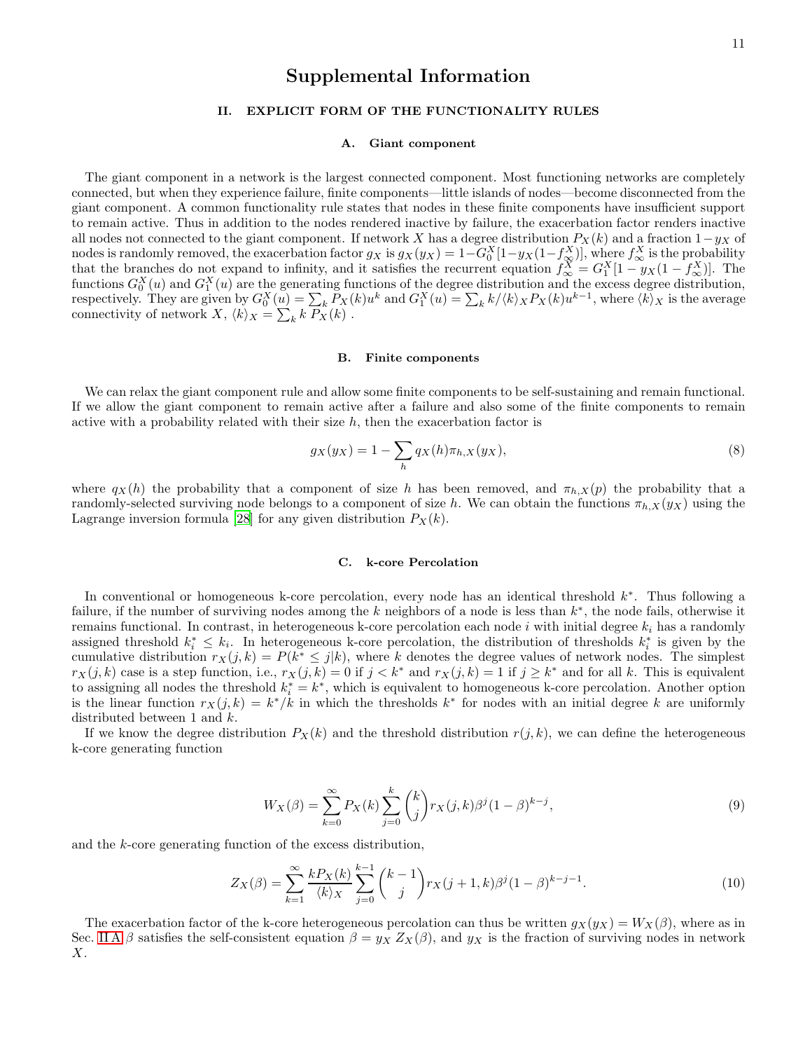# Supplemental Information

## II. EXPLICIT FORM OF THE FUNCTIONALITY RULES

### A. Giant component

The giant component in a network is the largest connected component. Most functioning networks are completely connected, but when they experience failure, finite components—little islands of nodes—become disconnected from the giant component. A common functionality rule states that nodes in these finite components have insufficient support to remain active. Thus in addition to the nodes rendered inactive by failure, the exacerbation factor renders inactive all nodes not connected to the giant component. If network $X$ has a degree distribution $P_X(k)$ and a fraction $1-y_X$ of nodes is randomly removed, the exacerbation factor $g_X$ is $g_X(y_X) = 1-G_0^X[1-y_X(1-f_\infty^X)]$, where $f_\infty^X$ is the probability that the branches do not expand to infinity, and it satisfies the recurrent equation $f_\infty^X = G_1^X[1-y_X(1-f_\infty^X)]$. The functions $G_0^X(u)$ and $G_1^X(u)$ are the generating functions of the degree distribution and the excess degree distribution, respectively. They are given by $G_0^X(u) = \sum_k P_X(k)u^k$ and $G_1^X(u) = \sum_k k/\langle k\rangle_X P_X(k)u^{k-1}$, where $\langle k\rangle_X$ is the average connectivity of network $X$, $\langle k\rangle_X = \sum_k k\, P_X(k)$ .

### B. Finite components

We can relax the giant component rule and allow some finite components to be self-sustaining and remain functional. If we allow the giant component to remain active after a failure and also some of the finite components to remain active with a probability related with their size $h$, then the exacerbation factor is

$$g_X(y_X) = 1 - \sum_h q_X(h)\pi_{h,X}(y_X), \tag{8}$$

where $q_X(h)$ the probability that a component of size $h$ has been removed, and $\pi_{h,X}(p)$ the probability that a randomly-selected surviving node belongs to a component of size $h$. We can obtain the functions $\pi_{h,X}(y_X)$ using the Lagrange inversion formula [28] for any given distribution $P_X(k)$.

### C. k-core Percolation

In conventional or homogeneous k-core percolation, every node has an identical threshold $k^*$. Thus following a failure, if the number of surviving nodes among the $k$ neighbors of a node is less than $k^*$, the node fails, otherwise it remains functional. In contrast, in heterogeneous k-core percolation each node $i$ with initial degree $k_i$ has a randomly assigned threshold $k_i^* \le k_i$. In heterogeneous k-core percolation, the distribution of thresholds $k_i^*$ is given by the cumulative distribution $r_X(j,k) = P(k^* \le j|k)$, where $k$ denotes the degree values of network nodes. The simplest $r_X(j,k)$ case is a step function, i.e., $r_X(j,k) = 0$ if $j < k^*$ and $r_X(j,k) = 1$ if $j \ge k^*$ and for all $k$. This is equivalent to assigning all nodes the threshold $k_i^* = k^*$, which is equivalent to homogeneous k-core percolation. Another option is the linear function $r_X(j,k) = k^*/k$ in which the thresholds $k^*$ for nodes with an initial degree $k$ are uniformly distributed between 1 and $k$.

If we know the degree distribution $P_X(k)$ and the threshold distribution $r(j,k)$, we can define the heterogeneous k-core generating function

$$W_X(\beta) = \sum_{k=0}^{\infty} P_X(k) \sum_{j=0}^{k} \binom{k}{j} r_X(j,k)\beta^j(1-\beta)^{k-j}, \tag{9}$$

and the $k$-core generating function of the excess distribution,

$$Z_X(\beta) = \sum_{k=1}^{\infty} \frac{kP_X(k)}{\langle k\rangle_X} \sum_{j=0}^{k-1} \binom{k-1}{j} r_X(j+1,k)\beta^j(1-\beta)^{k-j-1}. \tag{10}$$

The exacerbation factor of the k-core heterogeneous percolation can thus be written $g_X(y_X) = W_X(\beta)$, where as in Sec. II A $\beta$ satisfies the self-consistent equation $\beta = y_X\, Z_X(\beta)$, and $y_X$ is the fraction of surviving nodes in network $X$.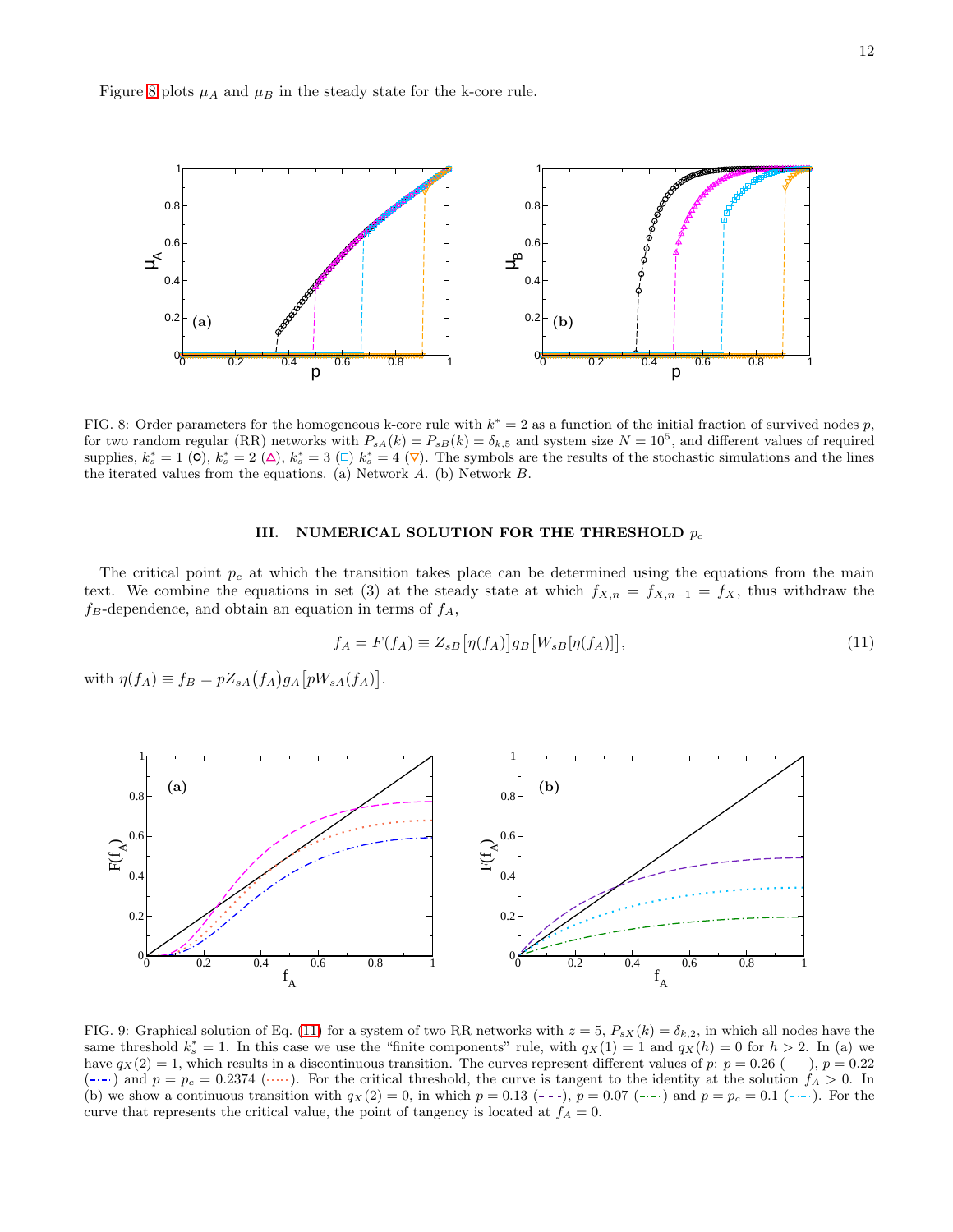Figure 8 plots $\mu_A$ and $\mu_B$ in the steady state for the k-core rule.

FIG. 8: Order parameters for the homogeneous k-core rule with $k^* = 2$ as a function of the initial fraction of survived nodes $p$, for two random regular (RR) networks with $P_{sA}(k) = P_{sB}(k) = \delta_{k,5}$ and system size $N = 10^5$, and different values of required supplies, $k_s^* = 1$ (○), $k_s^* = 2$ (△), $k_s^* = 3$ (□) $k_s^* = 4$ (▽). The symbols are the results of the stochastic simulations and the lines the iterated values from the equations. (a) Network $A$. (b) Network $B$.

## III. NUMERICAL SOLUTION FOR THE THRESHOLD $p_c$

The critical point $p_c$ at which the transition takes place can be determined using the equations from the main text. We combine the equations in set (3) at the steady state at which $f_{X,n} = f_{X,n-1} = f_X$, thus withdraw the $f_B$-dependence, and obtain an equation in terms of $f_A$,

$$f_A = F(f_A) \equiv Z_{sB}\big[\eta(f_A)\big] g_B\big[W_{sB}[\eta(f_A)]\big], \tag{11}$$

with $\eta(f_A) \equiv f_B = pZ_{sA}\big(f_A\big) g_A\big[pW_{sA}(f_A)\big]$.

FIG. 9: Graphical solution of Eq. (11) for a system of two RR networks with $z = 5$, $P_{sX}(k) = \delta_{k,2}$, in which all nodes have the same threshold $k_s^* = 1$. In this case we use the "finite components" rule, with $q_X(1) = 1$ and $q_X(h) = 0$ for $h > 2$. In (a) we have $q_X(2) = 1$, which results in a discontinuous transition. The curves represent different values of $p$: $p = 0.26$ (- - -), $p = 0.22$ (-·-·) and $p = p_c = 0.2374$ (·····). For the critical threshold, the curve is tangent to the identity at the solution $f_A > 0$. In (b) we show a continuous transition with $q_X(2) = 0$, in which $p = 0.13$ (- - -), $p = 0.07$ (-·-·) and $p = p_c = 0.1$ (-·-·). For the curve that represents the critical value, the point of tangency is located at $f_A = 0$.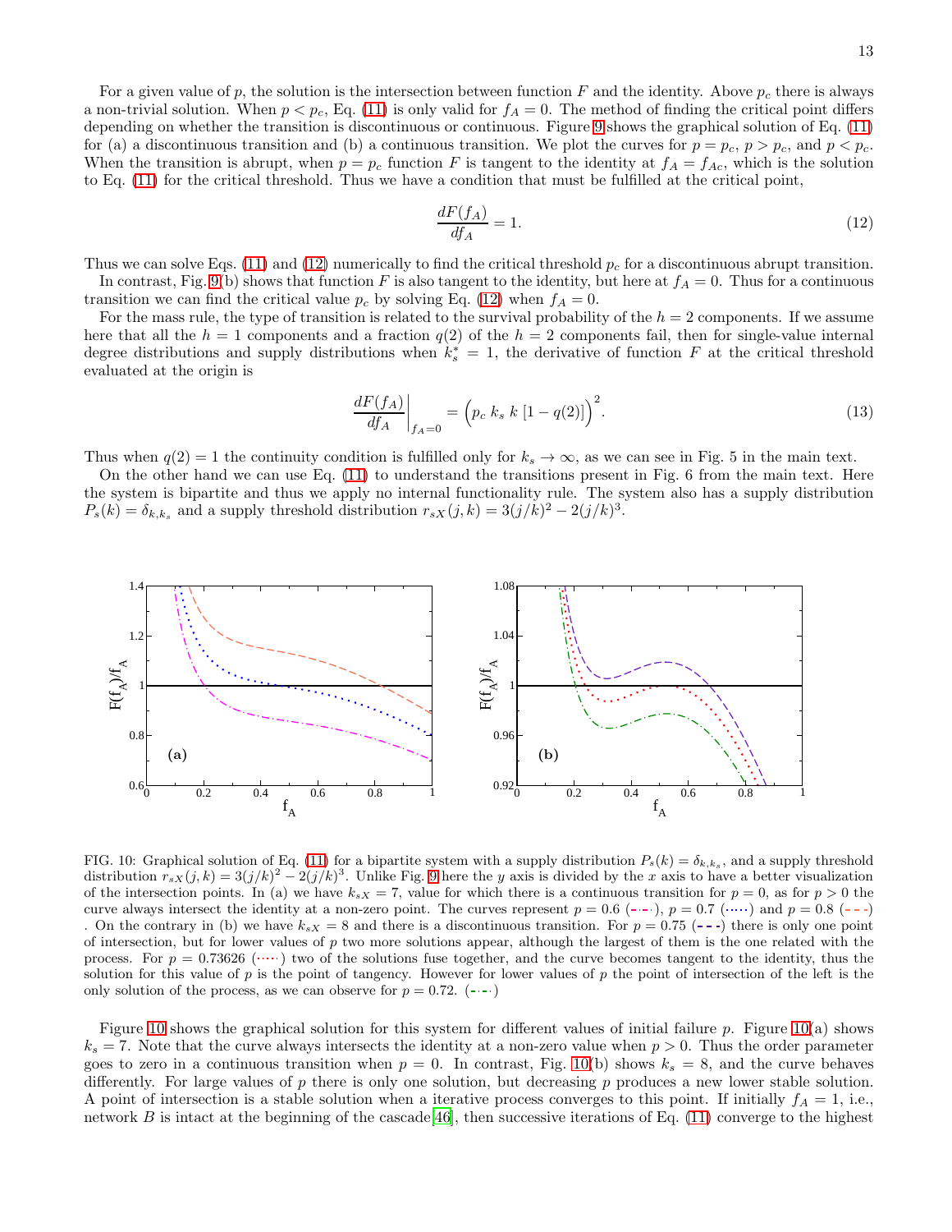For a given value of $p$, the solution is the intersection between function $F$ and the identity. Above $p_c$ there is always a non-trivial solution. When $p < p_c$, Eq. (11) is only valid for $f_A = 0$. The method of finding the critical point differs depending on whether the transition is discontinuous or continuous. Figure 9 shows the graphical solution of Eq. (11) for (a) a discontinuous transition and (b) a continuous transition. We plot the curves for $p = p_c$, $p > p_c$, and $p < p_c$. When the transition is abrupt, when $p = p_c$ function $F$ is tangent to the identity at $f_A = f_{Ac}$, which is the solution to Eq. (11) for the critical threshold. Thus we have a condition that must be fulfilled at the critical point,

$$\frac{dF(f_A)}{df_A} = 1. \tag{12}$$

Thus we can solve Eqs. (11) and (12) numerically to find the critical threshold $p_c$ for a discontinuous abrupt transition.

In contrast, Fig. 9(b) shows that function $F$ is also tangent to the identity, but here at $f_A = 0$. Thus for a continuous transition we can find the critical value $p_c$ by solving Eq. (12) when $f_A = 0$.

For the mass rule, the type of transition is related to the survival probability of the $h = 2$ components. If we assume here that all the $h = 1$ components and a fraction $q(2)$ of the $h = 2$ components fail, then for single-value internal degree distributions and supply distributions when $k_s^* = 1$, the derivative of function $F$ at the critical threshold evaluated at the origin is

$$\left.\frac{dF(f_A)}{df_A}\right|_{f_A=0} = \Big(p_c\; k_s\; k\; [1 - q(2)]\Big)^2. \tag{13}$$

Thus when $q(2) = 1$ the continuity condition is fulfilled only for $k_s \to \infty$, as we can see in Fig. 5 in the main text.

On the other hand we can use Eq. (11) to understand the transitions present in Fig. 6 from the main text. Here the system is bipartite and thus we apply no internal functionality rule. The system also has a supply distribution $P_s(k) = \delta_{k,k_s}$ and a supply threshold distribution $r_{sX}(j,k) = 3(j/k)^2 - 2(j/k)^3$.

FIG. 10: Graphical solution of Eq. (11) for a bipartite system with a supply distribution $P_s(k) = \delta_{k,k_s}$, and a supply threshold distribution $r_{sX}(j,k) = 3(j/k)^2 - 2(j/k)^3$. Unlike Fig. 9 here the $y$ axis is divided by the $x$ axis to have a better visualization of the intersection points. In (a) we have $k_{sX} = 7$, value for which there is a continuous transition for $p = 0$, as for $p > 0$ the curve always intersect the identity at a non-zero point. The curves represent $p = 0.6$ (-·-·), $p = 0.7$ (·····) and $p = 0.8$ (- - -). On the contrary in (b) we have $k_{sX} = 8$ and there is a discontinuous transition. For $p = 0.75$ (- - -) there is only one point of intersection, but for lower values of $p$ two more solutions appear, although the largest of them is the one related with the process. For $p = 0.73626$ (·····) two of the solutions fuse together, and the curve becomes tangent to the identity, thus the solution for this value of $p$ is the point of tangency. However for lower values of $p$ the point of intersection of the left is the only solution of the process, as we can observe for $p = 0.72$. (-·-·)

Figure 10 shows the graphical solution for this system for different values of initial failure $p$. Figure 10(a) shows $k_s = 7$. Note that the curve always intersects the identity at a non-zero value when $p > 0$. Thus the order parameter goes to zero in a continuous transition when $p = 0$. In contrast, Fig. 10(b) shows $k_s = 8$, and the curve behaves differently. For large values of $p$ there is only one solution, but decreasing $p$ produces a new lower stable solution. A point of intersection is a stable solution when a iterative process converges to this point. If initially $f_A = 1$, i.e., network $B$ is intact at the beginning of the cascade[46], then successive iterations of Eq. (11) converge to the highest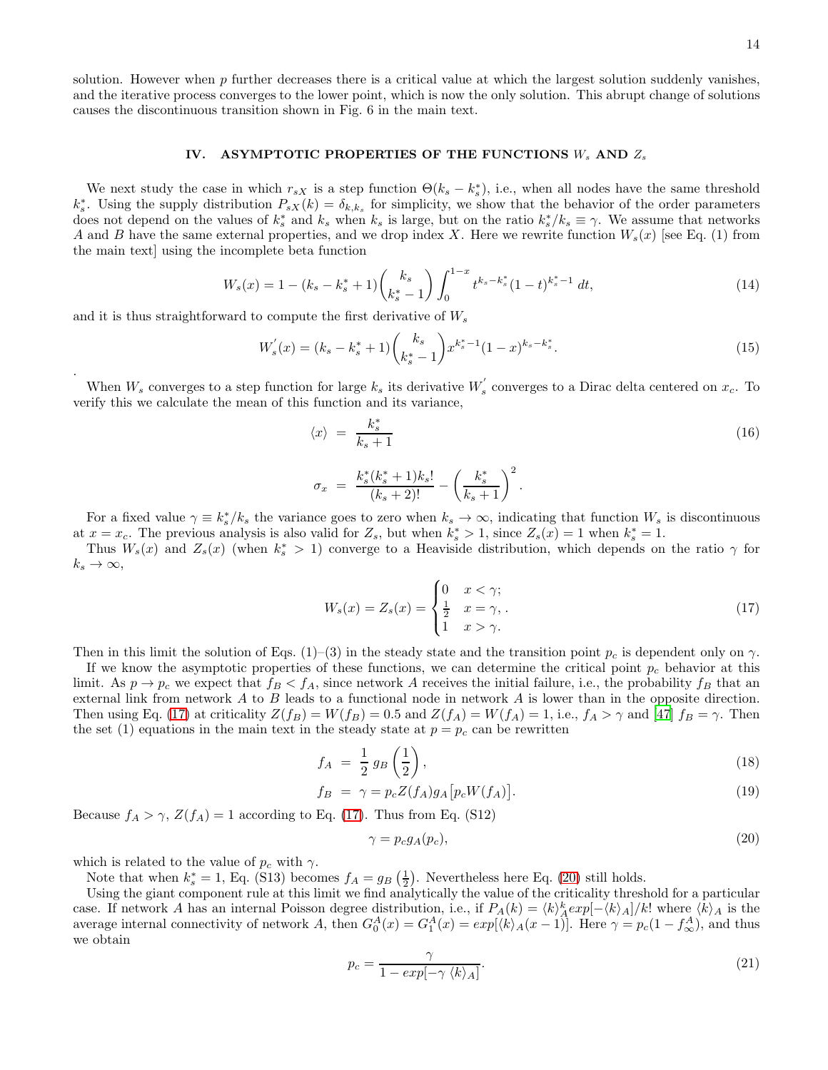solution. However when $p$ further decreases there is a critical value at which the largest solution suddenly vanishes, and the iterative process converges to the lower point, which is now the only solution. This abrupt change of solutions causes the discontinuous transition shown in Fig. 6 in the main text.

## IV. ASYMPTOTIC PROPERTIES OF THE FUNCTIONS $W_s$ AND $Z_s$

We next study the case in which $r_{sX}$ is a step function $\Theta(k_s - k_s^*)$, i.e., when all nodes have the same threshold $k_s^*$. Using the supply distribution $P_{sX}(k) = \delta_{k,k_s}$ for simplicity, we show that the behavior of the order parameters does not depend on the values of $k_s^*$ and $k_s$ when $k_s$ is large, but on the ratio $k_s^*/k_s \equiv \gamma$. We assume that networks $A$ and $B$ have the same external properties, and we drop index $X$. Here we rewrite function $W_s(x)$ [see Eq. (1) from the main text] using the incomplete beta function

$$W_s(x) = 1 - (k_s - k_s^* + 1)\binom{k_s}{k_s^* - 1}\int_0^{1-x} t^{k_s - k_s^*}(1-t)^{k_s^*-1}\, dt, \tag{14}$$

and it is thus straightforward to compute the first derivative of $W_s$

$$W_s^{'}(x) = (k_s - k_s^* + 1)\binom{k_s}{k_s^* - 1} x^{k_s^*-1}(1-x)^{k_s - k_s^*}. \tag{15}$$

.

When $W_s$ converges to a step function for large $k_s$ its derivative $W_s^{'}$ converges to a Dirac delta centered on $x_c$. To verify this we calculate the mean of this function and its variance,

$$\langle x \rangle \ = \ \frac{k_s^*}{k_s + 1} \tag{16}$$

$$\sigma_x \ = \ \frac{k_s^*(k_s^*+1)k_s!}{(k_s+2)!} - \left(\frac{k_s^*}{k_s+1}\right)^2 .$$

For a fixed value $\gamma \equiv k_s^*/k_s$ the variance goes to zero when $k_s \to \infty$, indicating that function $W_s$ is discontinuous at $x = x_c$. The previous analysis is also valid for $Z_s$, but when $k_s^* > 1$, since $Z_s(x) = 1$ when $k_s^* = 1$.

Thus $W_s(x)$ and $Z_s(x)$ (when $k_s^* > 1$) converge to a Heaviside distribution, which depends on the ratio $\gamma$ for $k_s \to \infty$,

$$W_s(x) = Z_s(x) = \begin{cases} 0 & x < \gamma; \\ \frac{1}{2} & x = \gamma, \\ 1 & x > \gamma. \end{cases} . \tag{17}$$

Then in this limit the solution of Eqs. (1)–(3) in the steady state and the transition point $p_c$ is dependent only on $\gamma$.

If we know the asymptotic properties of these functions, we can determine the critical point $p_c$ behavior at this limit. As $p \to p_c$ we expect that $f_B < f_A$, since network $A$ receives the initial failure, i.e., the probability $f_B$ that an external link from network $A$ to $B$ leads to a functional node in network $A$ is lower than in the opposite direction. Then using Eq. (17) at criticality $Z(f_B) = W(f_B) = 0.5$ and $Z(f_A) = W(f_A) = 1$, i.e., $f_A > \gamma$ and [47] $f_B = \gamma$. Then the set (1) equations in the main text in the steady state at $p = p_c$ can be rewritten

$$f_A \ = \ \frac{1}{2}\, g_B\left(\frac{1}{2}\right), \tag{18}$$

$$f_B \ = \ \gamma = p_c Z(f_A) g_A\big[p_c W(f_A)\big]. \tag{19}$$

Because $f_A > \gamma$, $Z(f_A) = 1$ according to Eq. (17). Thus from Eq. (S12)

$$\gamma = p_c g_A(p_c), \tag{20}$$

which is related to the value of $p_c$ with $\gamma$.

Note that when $k_s^* = 1$, Eq. (S13) becomes $f_A = g_B\left(\frac{1}{2}\right)$. Nevertheless here Eq. (20) still holds.

Using the giant component rule at this limit we find analytically the value of the criticality threshold for a particular case. If network $A$ has an internal Poisson degree distribution, i.e., if $P_A(k) = \langle k \rangle_A^k exp[-\langle k \rangle_A]/k!$ where $\langle k \rangle_A$ is the average internal connectivity of network $A$, then $G_0^A(x) = G_1^A(x) = exp[\langle k \rangle_A (x-1)]$. Here $\gamma = p_c(1 - f_\infty^A)$, and thus we obtain

$$p_c = \frac{\gamma}{1 - exp[-\gamma\ \langle k \rangle_A]}. \tag{21}$$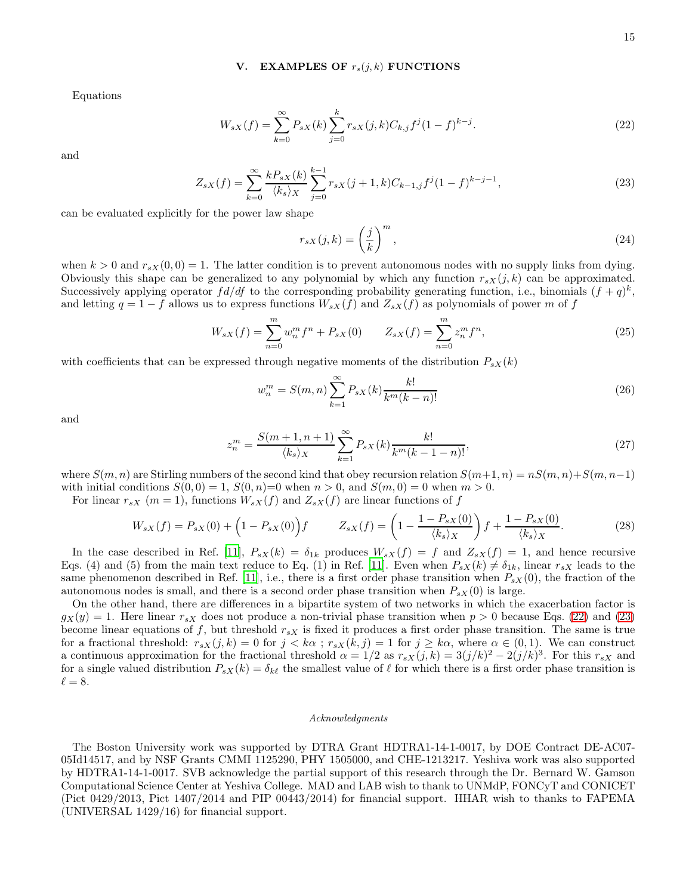## V. EXAMPLES OF $r_s(j,k)$ FUNCTIONS

Equations

$$W_{sX}(f) = \sum_{k=0}^{\infty} P_{sX}(k) \sum_{j=0}^{k} r_{sX}(j,k) C_{k,j} f^j (1-f)^{k-j}. \tag{22}$$

and

$$Z_{sX}(f) = \sum_{k=0}^{\infty} \frac{k P_{sX}(k)}{\langle k_s \rangle_X} \sum_{j=0}^{k-1} r_{sX}(j+1,k) C_{k-1,j} f^j (1-f)^{k-j-1}, \tag{23}$$

can be evaluated explicitly for the power law shape

$$r_{sX}(j,k) = \left(\frac{j}{k}\right)^m, \tag{24}$$

when $k > 0$ and $r_{sX}(0,0) = 1$. The latter condition is to prevent autonomous nodes with no supply links from dying. Obviously this shape can be generalized to any polynomial by which any function $r_{sX}(j,k)$ can be approximated. Successively applying operator $f d/df$ to the corresponding probability generating function, i.e., binomials $(f+q)^k$, and letting $q = 1-f$ allows us to express functions $W_{sX}(f)$ and $Z_{sX}(f)$ as polynomials of power $m$ of $f$

$$W_{sX}(f) = \sum_{n=0}^{m} w_n^m f^n + P_{sX}(0) \qquad Z_{sX}(f) = \sum_{n=0}^{m} z_n^m f^n, \tag{25}$$

with coefficients that can be expressed through negative moments of the distribution $P_{sX}(k)$

$$w_n^m = S(m,n) \sum_{k=1}^{\infty} P_{sX}(k) \frac{k!}{k^m (k-n)!} \tag{26}$$

and

$$z_n^m = \frac{S(m+1,n+1)}{\langle k_s \rangle_X} \sum_{k=1}^{\infty} P_{sX}(k) \frac{k!}{k^m (k-1-n)!}, \tag{27}$$

where $S(m,n)$ are Stirling numbers of the second kind that obey recursion relation $S(m+1,n) = nS(m,n) + S(m,n-1)$ with initial conditions $S(0,0) = 1$, $S(0,n)=0$ when $n > 0$, and $S(m,0) = 0$ when $m > 0$.

For linear $r_{sX}$ ($m = 1$), functions $W_{sX}(f)$ and $Z_{sX}(f)$ are linear functions of $f$

$$W_{sX}(f) = P_{sX}(0) + \Big(1 - P_{sX}(0)\Big) f \qquad Z_{sX}(f) = \left(1 - \frac{1 - P_{sX}(0)}{\langle k_s \rangle_X}\right) f + \frac{1 - P_{sX}(0)}{\langle k_s \rangle_X}. \tag{28}$$

In the case described in Ref. [11], $P_{sX}(k) = \delta_{1k}$ produces $W_{sX}(f) = f$ and $Z_{sX}(f) = 1$, and hence recursive Eqs. (4) and (5) from the main text reduce to Eq. (1) in Ref. [11]. Even when $P_{sX}(k) \neq \delta_{1k}$, linear $r_{sX}$ leads to the same phenomenon described in Ref. [11], i.e., there is a first order phase transition when $P_{sX}(0)$, the fraction of the autonomous nodes is small, and there is a second order phase transition when $P_{sX}(0)$ is large.

On the other hand, there are differences in a bipartite system of two networks in which the exacerbation factor is $g_X(y) = 1$. Here linear $r_{sX}$ does not produce a non-trivial phase transition when $p > 0$ because Eqs. (22) and (23) become linear equations of $f$, but threshold $r_{sX}$ is fixed it produces a first order phase transition. The same is true for a fractional threshold: $r_{sX}(j,k) = 0$ for $j < k\alpha$ ; $r_{sX}(k,j) = 1$ for $j \geq k\alpha$, where $\alpha \in (0,1)$. We can construct a continuous approximation for the fractional threshold $\alpha = 1/2$ as $r_{sX}(j,k) = 3(j/k)^2 - 2(j/k)^3$. For this $r_{sX}$ and for a single valued distribution $P_{sX}(k) = \delta_{k\ell}$ the smallest value of $\ell$ for which there is a first order phase transition is $\ell = 8$.

### *Acknowledgments*

The Boston University work was supported by DTRA Grant HDTRA1-14-1-0017, by DOE Contract DE-AC07-05Id14517, and by NSF Grants CMMI 1125290, PHY 1505000, and CHE-1213217. Yeshiva work was also supported by HDTRA1-14-1-0017. SVB acknowledge the partial support of this research through the Dr. Bernard W. Gamson Computational Science Center at Yeshiva College. MAD and LAB wish to thank to UNMdP, FONCyT and CONICET (Pict 0429/2013, Pict 1407/2014 and PIP 00443/2014) for financial support. HHAR wish to thanks to FAPEMA (UNIVERSAL 1429/16) for financial support.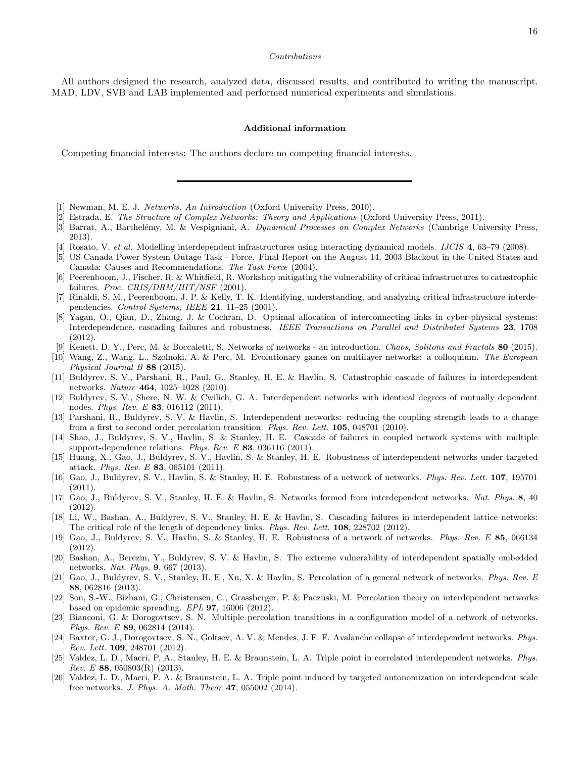*Contributions*

All authors designed the research, analyzed data, discussed results, and contributed to writing the manuscript. MAD, LDV, SVB and LAB implemented and performed numerical experiments and simulations.

**Additional information**

Competing financial interests: The authors declare no competing financial interests.

---

[1] Newman, M. E. J. *Networks, An Introduction* (Oxford University Press, 2010).

[2] Estrada, E. *The Structure of Complex Networks: Theory and Applications* (Oxford University Press, 2011).

[3] Barrat, A., Barthelémy, M. & Vespigniani, A. *Dynamical Processes on Complex Networks* (Cambrige University Press, 2013).

[4] Rosato, V. *et al.* Modelling interdependent infrastructures using interacting dynamical models. *IJCIS* **4**, 63–79 (2008).

[5] US Canada Power System Outage Task - Force. Final Report on the August 14, 2003 Blackout in the United States and Canada: Causes and Recommendations. *The Task Force* (2004).

[6] Peerenboom, J., Fischer, R. & Whitfield, R. Workshop mitigating the vulnerability of critical infrastructures to catastrophic failures. *Proc. CRIS/DRM/IIIT/NSF* (2001).

[7] Rinaldi, S. M., Peerenboom, J. P. & Kelly, T. K. Identifying, understanding, and analyzing critical infrastructure interdependencies. *Control Systems, IEEE* **21**, 11–25 (2001).

[8] Yagan, O., Qian, D., Zhang, J. & Cochran, D. Optimal allocation of interconnecting links in cyber-physical systems: Interdependence, cascading failures and robustness. *IEEE Transactions on Parallel and Distributed Systems* **23**, 1708 (2012).

[9] Kenett, D. Y., Perc, M. & Boccaletti, S. Networks of networks - an introduction. *Chaos, Solitons and Fractals* **80** (2015).

[10] Wang, Z., Wang, L., Szolnoki, A. & Perc, M. Evolutionary games on multilayer networks: a colloquium. *The European Physical Journal B* **88** (2015).

[11] Buldyrev, S. V., Parshani, R., Paul, G., Stanley, H. E. & Havlin, S. Catastrophic cascade of failures in interdependent networks. *Nature* **464**, 1025–1028 (2010).

[12] Buldyrev, S. V., Shere, N. W. & Cwilich, G. A. Interdependent networks with identical degrees of mutually dependent nodes. *Phys. Rev. E* **83**, 016112 (2011).

[13] Parshani, R., Buldyrev, S. V. & Havlin, S. Interdependent networks: reducing the coupling strength leads to a change from a first to second order percolation transition. *Phys. Rev. Lett.* **105**, 048701 (2010).

[14] Shao, J., Buldyrev, S. V., Havlin, S. & Stanley, H. E. Cascade of failures in coupled network systems with multiple support-dependence relations. *Phys. Rev. E* **83**, 036116 (2011).

[15] Huang, X., Gao, J., Buldyrev, S. V., Havlin, S. & Stanley, H. E. Robustness of interdependent networks under targeted attack. *Phys. Rev. E* **83**, 065101 (2011).

[16] Gao, J., Buldyrev, S. V., Havlin, S. & Stanley, H. E. Robustness of a network of networks. *Phys. Rev. Lett.* **107**, 195701 (2011).

[17] Gao, J., Buldyrev, S. V., Stanley, H. E. & Havlin, S. Networks formed from interdependent networks. *Nat. Phys.* **8**, 40 (2012).

[18] Li, W., Bashan, A., Buldyrev, S. V., Stanley, H. E. & Havlin, S. Cascading failures in interdependent lattice networks: The critical role of the length of dependency links. *Phys. Rev. Lett.* **108**, 228702 (2012).

[19] Gao, J., Buldyrev, S. V., Havlin, S. & Stanley, H. E. Robustness of a network of networks. *Phys. Rev. E* **85**, 066134 (2012).

[20] Bashan, A., Berezin, Y., Buldyrev, S. V. & Havlin, S. The extreme vulnerability of interdependent spatially embedded networks. *Nat. Phys.* **9**, 667 (2013).

[21] Gao, J., Buldyrev, S. V., Stanley, H. E., Xu, X. & Havlin, S. Percolation of a general network of networks. *Phys. Rev. E* **88**, 062816 (2013).

[22] Son, S.-W., Bizhani, G., Christensen, C., Grassberger, P. & Paczuski, M. Percolation theory on interdependent networks based on epidemic spreading. *EPL* **97**, 16006 (2012).

[23] Bianconi, G. & Dorogovtsev, S. N. Multiple percolation transitions in a configuration model of a network of networks. *Phys. Rev. E* **89**, 062814 (2014).

[24] Baxter, G. J., Dorogovtsev, S. N., Goltsev, A. V. & Mendes, J. F. F. Avalanche collapse of interdependent networks. *Phys. Rev. Lett.* **109**, 248701 (2012).

[25] Valdez, L. D., Macri, P. A., Stanley, H. E. & Braunstein, L. A. Triple point in correlated interdependent networks. *Phys. Rev. E* **88**, 050803(R) (2013).

[26] Valdez, L. D., Macri, P. A. & Braunstein, L. A. Triple point induced by targeted autonomization on interdependent scale free networks. *J. Phys. A: Math. Theor* **47**, 055002 (2014).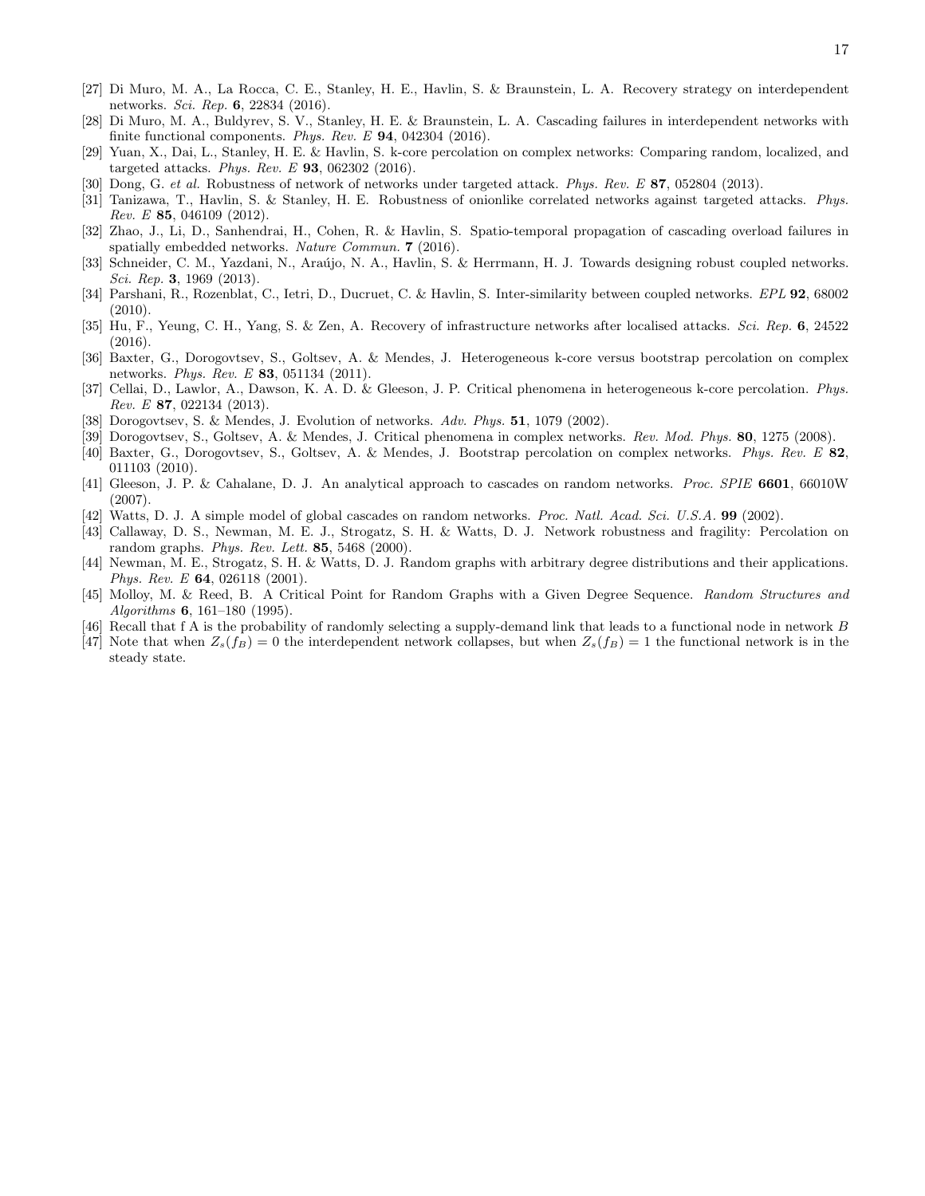[27] Di Muro, M. A., La Rocca, C. E., Stanley, H. E., Havlin, S. & Braunstein, L. A. Recovery strategy on interdependent networks. *Sci. Rep.* **6**, 22834 (2016).

[28] Di Muro, M. A., Buldyrev, S. V., Stanley, H. E. & Braunstein, L. A. Cascading failures in interdependent networks with finite functional components. *Phys. Rev. E* **94**, 042304 (2016).

[29] Yuan, X., Dai, L., Stanley, H. E. & Havlin, S. k-core percolation on complex networks: Comparing random, localized, and targeted attacks. *Phys. Rev. E* **93**, 062302 (2016).

[30] Dong, G. *et al.* Robustness of network of networks under targeted attack. *Phys. Rev. E* **87**, 052804 (2013).

[31] Tanizawa, T., Havlin, S. & Stanley, H. E. Robustness of onionlike correlated networks against targeted attacks. *Phys. Rev. E* **85**, 046109 (2012).

[32] Zhao, J., Li, D., Sanhendrai, H., Cohen, R. & Havlin, S. Spatio-temporal propagation of cascading overload failures in spatially embedded networks. *Nature Commun.* **7** (2016).

[33] Schneider, C. M., Yazdani, N., Araújo, N. A., Havlin, S. & Herrmann, H. J. Towards designing robust coupled networks. *Sci. Rep.* **3**, 1969 (2013).

[34] Parshani, R., Rozenblat, C., Ietri, D., Ducruet, C. & Havlin, S. Inter-similarity between coupled networks. *EPL* **92**, 68002 (2010).

[35] Hu, F., Yeung, C. H., Yang, S. & Zen, A. Recovery of infrastructure networks after localised attacks. *Sci. Rep.* **6**, 24522 (2016).

[36] Baxter, G., Dorogovtsev, S., Goltsev, A. & Mendes, J. Heterogeneous k-core versus bootstrap percolation on complex networks. *Phys. Rev. E* **83**, 051134 (2011).

[37] Cellai, D., Lawlor, A., Dawson, K. A. D. & Gleeson, J. P. Critical phenomena in heterogeneous k-core percolation. *Phys. Rev. E* **87**, 022134 (2013).

[38] Dorogovtsev, S. & Mendes, J. Evolution of networks. *Adv. Phys.* **51**, 1079 (2002).

[39] Dorogovtsev, S., Goltsev, A. & Mendes, J. Critical phenomena in complex networks. *Rev. Mod. Phys.* **80**, 1275 (2008).

[40] Baxter, G., Dorogovtsev, S., Goltsev, A. & Mendes, J. Bootstrap percolation on complex networks. *Phys. Rev. E* **82**, 011103 (2010).

[41] Gleeson, J. P. & Cahalane, D. J. An analytical approach to cascades on random networks. *Proc. SPIE* **6601**, 66010W (2007).

[42] Watts, D. J. A simple model of global cascades on random networks. *Proc. Natl. Acad. Sci. U.S.A.* **99** (2002).

[43] Callaway, D. S., Newman, M. E. J., Strogatz, S. H. & Watts, D. J. Network robustness and fragility: Percolation on random graphs. *Phys. Rev. Lett.* **85**, 5468 (2000).

[44] Newman, M. E., Strogatz, S. H. & Watts, D. J. Random graphs with arbitrary degree distributions and their applications. *Phys. Rev. E* **64**, 026118 (2001).

[45] Molloy, M. & Reed, B. A Critical Point for Random Graphs with a Given Degree Sequence. *Random Structures and Algorithms* **6**, 161–180 (1995).

[46] Recall that f A is the probability of randomly selecting a supply-demand link that leads to a functional node in network $B$

[47] Note that when $Z_s(f_B) = 0$ the interdependent network collapses, but when $Z_s(f_B) = 1$ the functional network is in the steady state.